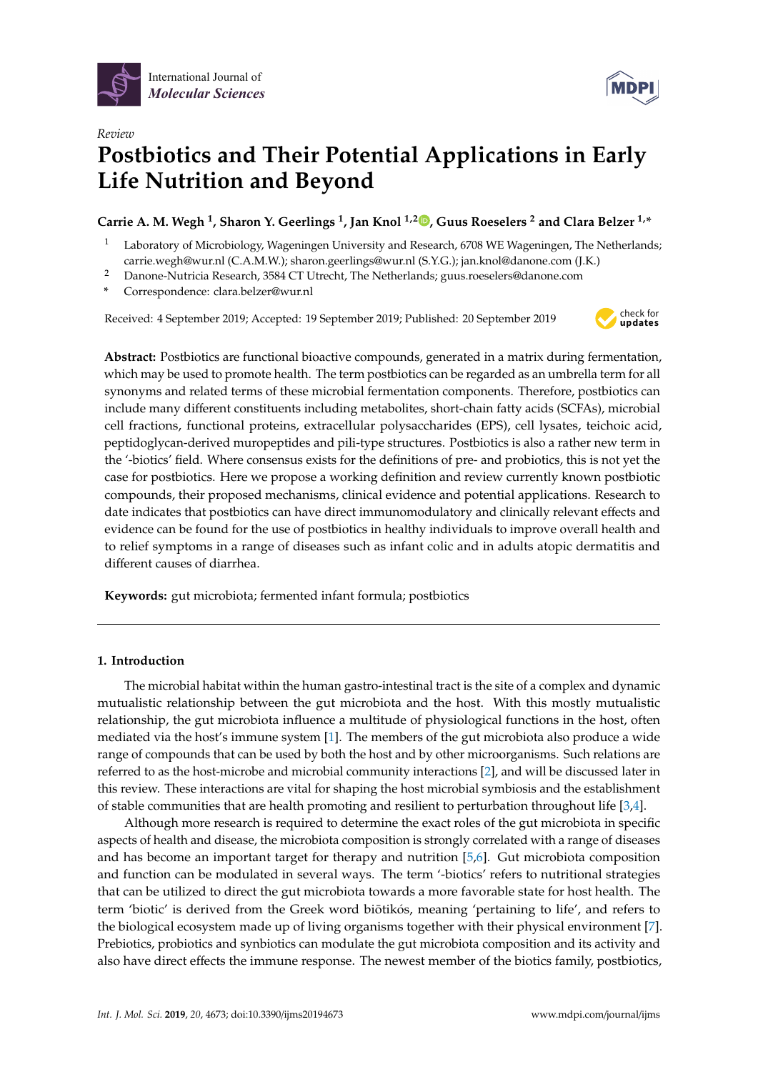Review

# Postbiotics and Their Potential Applications in Early Life Nutrition and Beyond

**Carrie A. M. Wegh [1], Sharon Y. Geerlings [1], Jan Knol [1,2], Guus Roeselers [2] and Clara Belzer [1,*]**

[1] Laboratory of Microbiology, Wageningen University and Research, 6708 WE Wageningen, The Netherlands; carrie.wegh@wur.nl (C.A.M.W.); sharon.geerlings@wur.nl (S.Y.G.); jan.knol@danone.com (J.K.)

[2] Danone-Nutricia Research, 3584 CT Utrecht, The Netherlands; guus.roeselers@danone.com

[*] Correspondence: clara.belzer@wur.nl

Received: 4 September 2019; Accepted: 19 September 2019; Published: 20 September 2019

**Abstract:** Postbiotics are functional bioactive compounds, generated in a matrix during fermentation, which may be used to promote health. The term postbiotics can be regarded as an umbrella term for all synonyms and related terms of these microbial fermentation components. Therefore, postbiotics can include many different constituents including metabolites, short-chain fatty acids (SCFAs), microbial cell fractions, functional proteins, extracellular polysaccharides (EPS), cell lysates, teichoic acid, peptidoglycan-derived muropeptides and pili-type structures. Postbiotics is also a rather new term in the '-biotics' field. Where consensus exists for the definitions of pre- and probiotics, this is not yet the case for postbiotics. Here we propose a working definition and review currently known postbiotic compounds, their proposed mechanisms, clinical evidence and potential applications. Research to date indicates that postbiotics can have direct immunomodulatory and clinically relevant effects and evidence can be found for the use of postbiotics in healthy individuals to improve overall health and to relief symptoms in a range of diseases such as infant colic and in adults atopic dermatitis and different causes of diarrhea.

**Keywords:** gut microbiota; fermented infant formula; postbiotics

## 1. Introduction

The microbial habitat within the human gastro-intestinal tract is the site of a complex and dynamic mutualistic relationship between the gut microbiota and the host. With this mostly mutualistic relationship, the gut microbiota influence a multitude of physiological functions in the host, often mediated via the host's immune system [1]. The members of the gut microbiota also produce a wide range of compounds that can be used by both the host and by other microorganisms. Such relations are referred to as the host-microbe and microbial community interactions [2], and will be discussed later in this review. These interactions are vital for shaping the host microbial symbiosis and the establishment of stable communities that are health promoting and resilient to perturbation throughout life [3,4].

Although more research is required to determine the exact roles of the gut microbiota in specific aspects of health and disease, the microbiota composition is strongly correlated with a range of diseases and has become an important target for therapy and nutrition [5,6]. Gut microbiota composition and function can be modulated in several ways. The term '-biotics' refers to nutritional strategies that can be utilized to direct the gut microbiota towards a more favorable state for host health. The term 'biotic' is derived from the Greek word biōtikós, meaning 'pertaining to life', and refers to the biological ecosystem made up of living organisms together with their physical environment [7]. Prebiotics, probiotics and synbiotics can modulate the gut microbiota composition and its activity and also have direct effects the immune response. The newest member of the biotics family, postbiotics,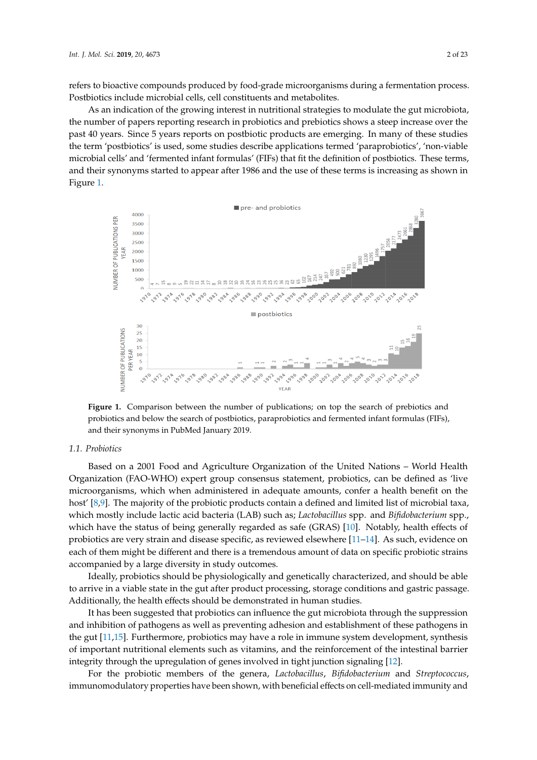refers to bioactive compounds produced by food-grade microorganisms during a fermentation process. Postbiotics include microbial cells, cell constituents and metabolites.

As an indication of the growing interest in nutritional strategies to modulate the gut microbiota, the number of papers reporting research in probiotics and prebiotics shows a steep increase over the past 40 years. Since 5 years reports on postbiotic products are emerging. In many of these studies the term 'postbiotics' is used, some studies describe applications termed 'paraprobiotics', 'non-viable microbial cells' and 'fermented infant formulas' (FIFs) that fit the definition of postbiotics. These terms, and their synonyms started to appear after 1986 and the use of these terms is increasing as shown in Figure 1.

**Figure 1.** Comparison between the number of publications; on top the search of prebiotics and probiotics and below the search of postbiotics, paraprobiotics and fermented infant formulas (FIFs), and their synonyms in PubMed January 2019.

### 1.1. Probiotics

Based on a 2001 Food and Agriculture Organization of the United Nations – World Health Organization (FAO-WHO) expert group consensus statement, probiotics, can be defined as 'live microorganisms, which when administered in adequate amounts, confer a health benefit on the host' [8,9]. The majority of the probiotic products contain a defined and limited list of microbial taxa, which mostly include lactic acid bacteria (LAB) such as; *Lactobacillus* spp. and *Bifidobacterium* spp., which have the status of being generally regarded as safe (GRAS) [10]. Notably, health effects of probiotics are very strain and disease specific, as reviewed elsewhere [11–14]. As such, evidence on each of them might be different and there is a tremendous amount of data on specific probiotic strains accompanied by a large diversity in study outcomes.

Ideally, probiotics should be physiologically and genetically characterized, and should be able to arrive in a viable state in the gut after product processing, storage conditions and gastric passage. Additionally, the health effects should be demonstrated in human studies.

It has been suggested that probiotics can influence the gut microbiota through the suppression and inhibition of pathogens as well as preventing adhesion and establishment of these pathogens in the gut [11,15]. Furthermore, probiotics may have a role in immune system development, synthesis of important nutritional elements such as vitamins, and the reinforcement of the intestinal barrier integrity through the upregulation of genes involved in tight junction signaling [12].

For the probiotic members of the genera, *Lactobacillus*, *Bifidobacterium* and *Streptococcus*, immunomodulatory properties have been shown, with beneficial effects on cell-mediated immunity and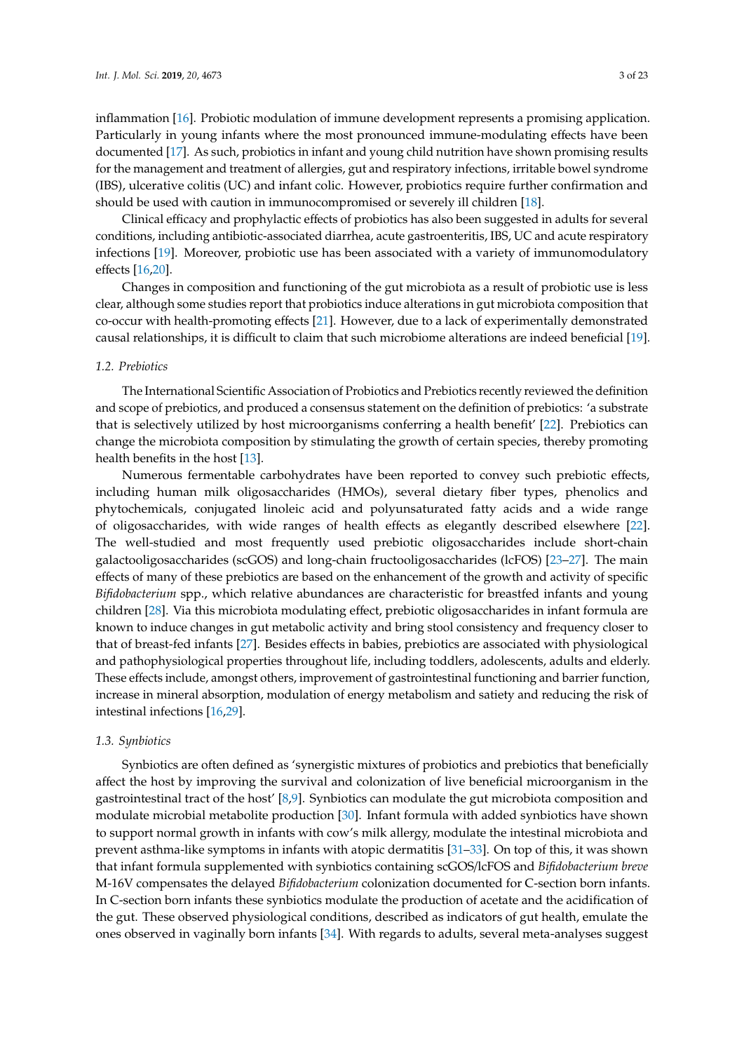inflammation [16]. Probiotic modulation of immune development represents a promising application. Particularly in young infants where the most pronounced immune-modulating effects have been documented [17]. As such, probiotics in infant and young child nutrition have shown promising results for the management and treatment of allergies, gut and respiratory infections, irritable bowel syndrome (IBS), ulcerative colitis (UC) and infant colic. However, probiotics require further confirmation and should be used with caution in immunocompromised or severely ill children [18].

Clinical efficacy and prophylactic effects of probiotics has also been suggested in adults for several conditions, including antibiotic-associated diarrhea, acute gastroenteritis, IBS, UC and acute respiratory infections [19]. Moreover, probiotic use has been associated with a variety of immunomodulatory effects [16,20].

Changes in composition and functioning of the gut microbiota as a result of probiotic use is less clear, although some studies report that probiotics induce alterations in gut microbiota composition that co-occur with health-promoting effects [21]. However, due to a lack of experimentally demonstrated causal relationships, it is difficult to claim that such microbiome alterations are indeed beneficial [19].

### 1.2. Prebiotics

The International Scientific Association of Probiotics and Prebiotics recently reviewed the definition and scope of prebiotics, and produced a consensus statement on the definition of prebiotics: 'a substrate that is selectively utilized by host microorganisms conferring a health benefit' [22]. Prebiotics can change the microbiota composition by stimulating the growth of certain species, thereby promoting health benefits in the host [13].

Numerous fermentable carbohydrates have been reported to convey such prebiotic effects, including human milk oligosaccharides (HMOs), several dietary fiber types, phenolics and phytochemicals, conjugated linoleic acid and polyunsaturated fatty acids and a wide range of oligosaccharides, with wide ranges of health effects as elegantly described elsewhere [22]. The well-studied and most frequently used prebiotic oligosaccharides include short-chain galactooligosaccharides (scGOS) and long-chain fructooligosaccharides (lcFOS) [23–27]. The main effects of many of these prebiotics are based on the enhancement of the growth and activity of specific *Bifidobacterium* spp., which relative abundances are characteristic for breastfed infants and young children [28]. Via this microbiota modulating effect, prebiotic oligosaccharides in infant formula are known to induce changes in gut metabolic activity and bring stool consistency and frequency closer to that of breast-fed infants [27]. Besides effects in babies, prebiotics are associated with physiological and pathophysiological properties throughout life, including toddlers, adolescents, adults and elderly. These effects include, amongst others, improvement of gastrointestinal functioning and barrier function, increase in mineral absorption, modulation of energy metabolism and satiety and reducing the risk of intestinal infections [16,29].

### 1.3. Synbiotics

Synbiotics are often defined as 'synergistic mixtures of probiotics and prebiotics that beneficially affect the host by improving the survival and colonization of live beneficial microorganism in the gastrointestinal tract of the host' [8,9]. Synbiotics can modulate the gut microbiota composition and modulate microbial metabolite production [30]. Infant formula with added synbiotics have shown to support normal growth in infants with cow's milk allergy, modulate the intestinal microbiota and prevent asthma-like symptoms in infants with atopic dermatitis [31–33]. On top of this, it was shown that infant formula supplemented with synbiotics containing scGOS/lcFOS and *Bifidobacterium breve* M-16V compensates the delayed *Bifidobacterium* colonization documented for C-section born infants. In C-section born infants these synbiotics modulate the production of acetate and the acidification of the gut. These observed physiological conditions, described as indicators of gut health, emulate the ones observed in vaginally born infants [34]. With regards to adults, several meta-analyses suggest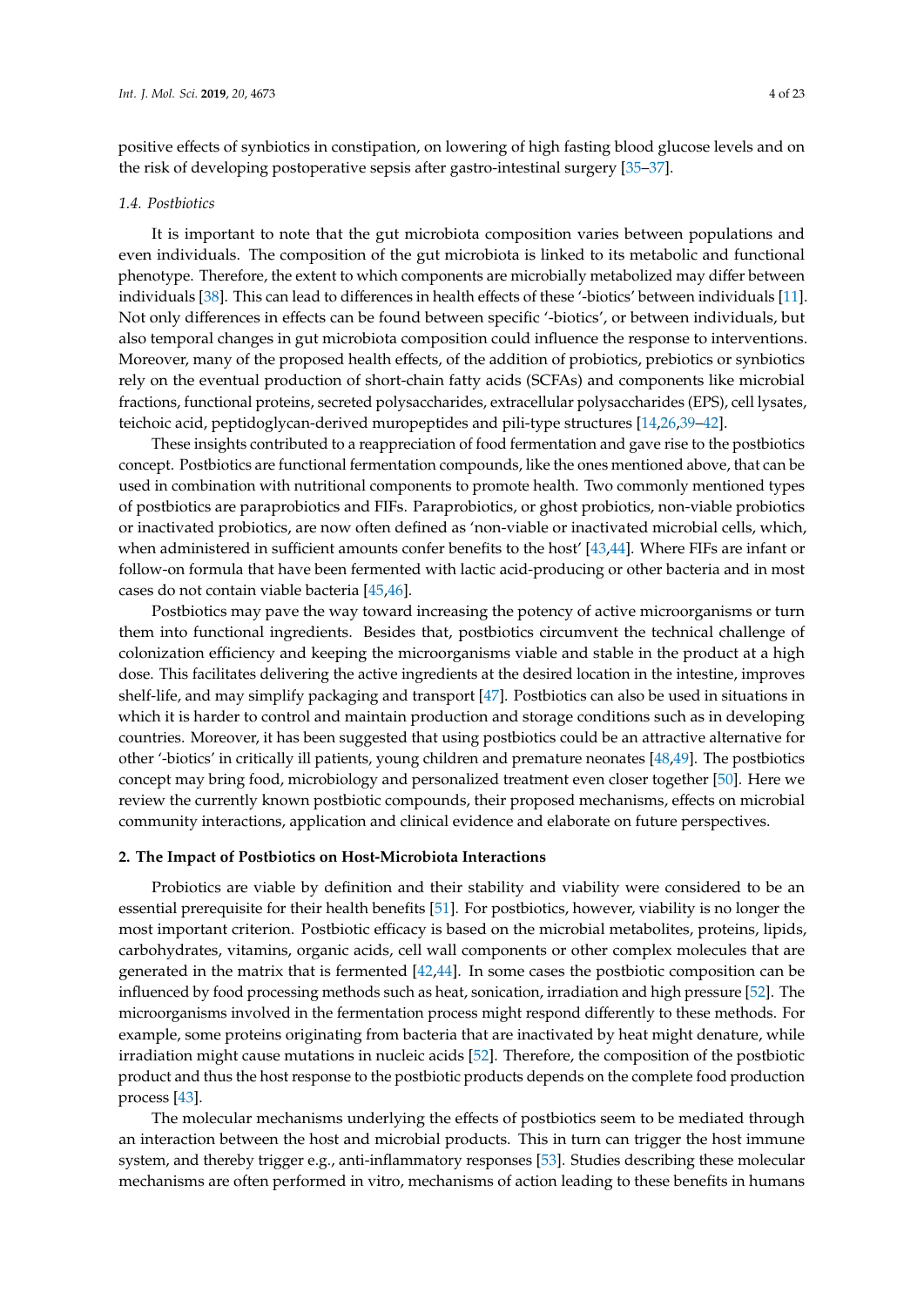positive effects of synbiotics in constipation, on lowering of high fasting blood glucose levels and on the risk of developing postoperative sepsis after gastro-intestinal surgery [35–37].

### 1.4. Postbiotics

It is important to note that the gut microbiota composition varies between populations and even individuals. The composition of the gut microbiota is linked to its metabolic and functional phenotype. Therefore, the extent to which components are microbially metabolized may differ between individuals [38]. This can lead to differences in health effects of these '-biotics' between individuals [11]. Not only differences in effects can be found between specific '-biotics', or between individuals, but also temporal changes in gut microbiota composition could influence the response to interventions. Moreover, many of the proposed health effects, of the addition of probiotics, prebiotics or synbiotics rely on the eventual production of short-chain fatty acids (SCFAs) and components like microbial fractions, functional proteins, secreted polysaccharides, extracellular polysaccharides (EPS), cell lysates, teichoic acid, peptidoglycan-derived muropeptides and pili-type structures [14,26,39–42].

These insights contributed to a reappreciation of food fermentation and gave rise to the postbiotics concept. Postbiotics are functional fermentation compounds, like the ones mentioned above, that can be used in combination with nutritional components to promote health. Two commonly mentioned types of postbiotics are paraprobiotics and FIFs. Paraprobiotics, or ghost probiotics, non-viable probiotics or inactivated probiotics, are now often defined as 'non-viable or inactivated microbial cells, which, when administered in sufficient amounts confer benefits to the host' [43,44]. Where FIFs are infant or follow-on formula that have been fermented with lactic acid-producing or other bacteria and in most cases do not contain viable bacteria [45,46].

Postbiotics may pave the way toward increasing the potency of active microorganisms or turn them into functional ingredients. Besides that, postbiotics circumvent the technical challenge of colonization efficiency and keeping the microorganisms viable and stable in the product at a high dose. This facilitates delivering the active ingredients at the desired location in the intestine, improves shelf-life, and may simplify packaging and transport [47]. Postbiotics can also be used in situations in which it is harder to control and maintain production and storage conditions such as in developing countries. Moreover, it has been suggested that using postbiotics could be an attractive alternative for other '-biotics' in critically ill patients, young children and premature neonates [48,49]. The postbiotics concept may bring food, microbiology and personalized treatment even closer together [50]. Here we review the currently known postbiotic compounds, their proposed mechanisms, effects on microbial community interactions, application and clinical evidence and elaborate on future perspectives.

## 2. The Impact of Postbiotics on Host-Microbiota Interactions

Probiotics are viable by definition and their stability and viability were considered to be an essential prerequisite for their health benefits [51]. For postbiotics, however, viability is no longer the most important criterion. Postbiotic efficacy is based on the microbial metabolites, proteins, lipids, carbohydrates, vitamins, organic acids, cell wall components or other complex molecules that are generated in the matrix that is fermented [42,44]. In some cases the postbiotic composition can be influenced by food processing methods such as heat, sonication, irradiation and high pressure [52]. The microorganisms involved in the fermentation process might respond differently to these methods. For example, some proteins originating from bacteria that are inactivated by heat might denature, while irradiation might cause mutations in nucleic acids [52]. Therefore, the composition of the postbiotic product and thus the host response to the postbiotic products depends on the complete food production process [43].

The molecular mechanisms underlying the effects of postbiotics seem to be mediated through an interaction between the host and microbial products. This in turn can trigger the host immune system, and thereby trigger e.g., anti-inflammatory responses [53]. Studies describing these molecular mechanisms are often performed in vitro, mechanisms of action leading to these benefits in humans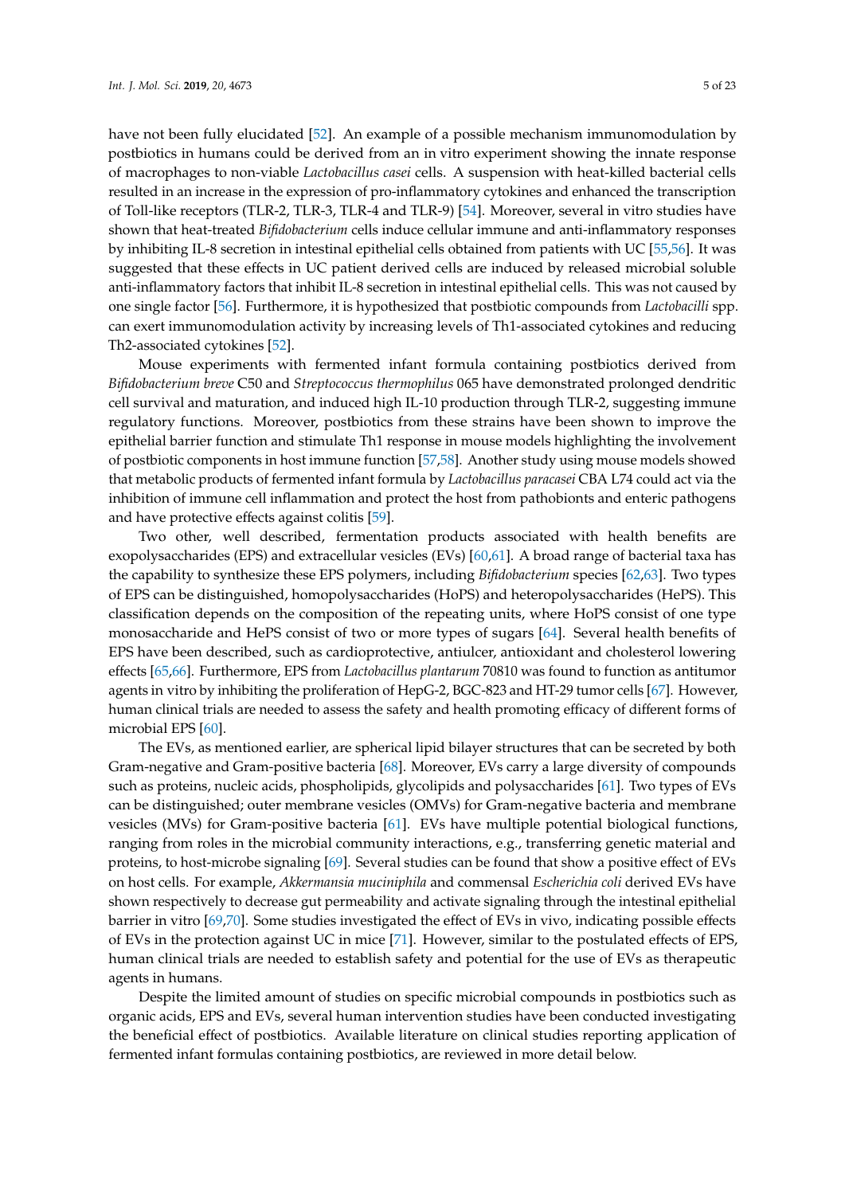have not been fully elucidated [52]. An example of a possible mechanism immunomodulation by postbiotics in humans could be derived from an in vitro experiment showing the innate response of macrophages to non-viable *Lactobacillus casei* cells. A suspension with heat-killed bacterial cells resulted in an increase in the expression of pro-inflammatory cytokines and enhanced the transcription of Toll-like receptors (TLR-2, TLR-3, TLR-4 and TLR-9) [54]. Moreover, several in vitro studies have shown that heat-treated *Bifidobacterium* cells induce cellular immune and anti-inflammatory responses by inhibiting IL-8 secretion in intestinal epithelial cells obtained from patients with UC [55,56]. It was suggested that these effects in UC patient derived cells are induced by released microbial soluble anti-inflammatory factors that inhibit IL-8 secretion in intestinal epithelial cells. This was not caused by one single factor [56]. Furthermore, it is hypothesized that postbiotic compounds from *Lactobacilli* spp. can exert immunomodulation activity by increasing levels of Th1-associated cytokines and reducing Th2-associated cytokines [52].

Mouse experiments with fermented infant formula containing postbiotics derived from *Bifidobacterium breve* C50 and *Streptococcus thermophilus* 065 have demonstrated prolonged dendritic cell survival and maturation, and induced high IL-10 production through TLR-2, suggesting immune regulatory functions. Moreover, postbiotics from these strains have been shown to improve the epithelial barrier function and stimulate Th1 response in mouse models highlighting the involvement of postbiotic components in host immune function [57,58]. Another study using mouse models showed that metabolic products of fermented infant formula by *Lactobacillus paracasei* CBA L74 could act via the inhibition of immune cell inflammation and protect the host from pathobionts and enteric pathogens and have protective effects against colitis [59].

Two other, well described, fermentation products associated with health benefits are exopolysaccharides (EPS) and extracellular vesicles (EVs) [60,61]. A broad range of bacterial taxa has the capability to synthesize these EPS polymers, including *Bifidobacterium* species [62,63]. Two types of EPS can be distinguished, homopolysaccharides (HoPS) and heteropolysaccharides (HePS). This classification depends on the composition of the repeating units, where HoPS consist of one type monosaccharide and HePS consist of two or more types of sugars [64]. Several health benefits of EPS have been described, such as cardioprotective, antiulcer, antioxidant and cholesterol lowering effects [65,66]. Furthermore, EPS from *Lactobacillus plantarum* 70810 was found to function as antitumor agents in vitro by inhibiting the proliferation of HepG-2, BGC-823 and HT-29 tumor cells [67]. However, human clinical trials are needed to assess the safety and health promoting efficacy of different forms of microbial EPS [60].

The EVs, as mentioned earlier, are spherical lipid bilayer structures that can be secreted by both Gram-negative and Gram-positive bacteria [68]. Moreover, EVs carry a large diversity of compounds such as proteins, nucleic acids, phospholipids, glycolipids and polysaccharides [61]. Two types of EVs can be distinguished; outer membrane vesicles (OMVs) for Gram-negative bacteria and membrane vesicles (MVs) for Gram-positive bacteria [61]. EVs have multiple potential biological functions, ranging from roles in the microbial community interactions, e.g., transferring genetic material and proteins, to host-microbe signaling [69]. Several studies can be found that show a positive effect of EVs on host cells. For example, *Akkermansia muciniphila* and commensal *Escherichia coli* derived EVs have shown respectively to decrease gut permeability and activate signaling through the intestinal epithelial barrier in vitro [69,70]. Some studies investigated the effect of EVs in vivo, indicating possible effects of EVs in the protection against UC in mice [71]. However, similar to the postulated effects of EPS, human clinical trials are needed to establish safety and potential for the use of EVs as therapeutic agents in humans.

Despite the limited amount of studies on specific microbial compounds in postbiotics such as organic acids, EPS and EVs, several human intervention studies have been conducted investigating the beneficial effect of postbiotics. Available literature on clinical studies reporting application of fermented infant formulas containing postbiotics, are reviewed in more detail below.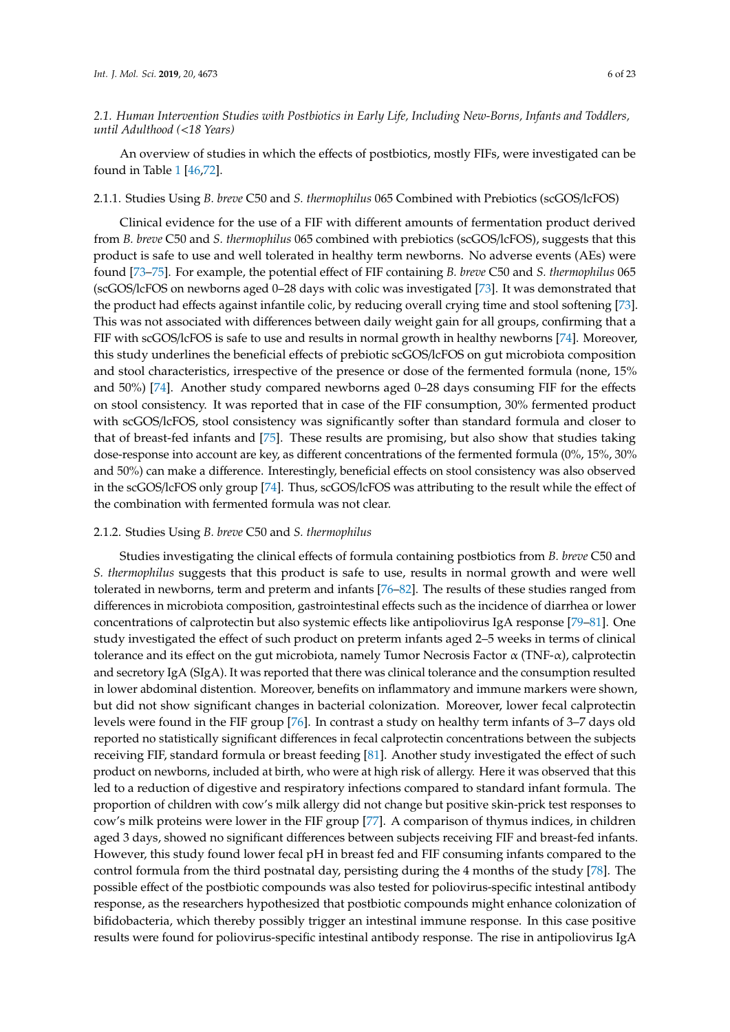### 2.1. Human Intervention Studies with Postbiotics in Early Life, Including New-Borns, Infants and Toddlers, until Adulthood (<18 Years)

An overview of studies in which the effects of postbiotics, mostly FIFs, were investigated can be found in Table 1 [46,72].

#### 2.1.1. Studies Using *B. breve* C50 and *S. thermophilus* 065 Combined with Prebiotics (scGOS/lcFOS)

Clinical evidence for the use of a FIF with different amounts of fermentation product derived from *B. breve* C50 and *S. thermophilus* 065 combined with prebiotics (scGOS/lcFOS), suggests that this product is safe to use and well tolerated in healthy term newborns. No adverse events (AEs) were found [73–75]. For example, the potential effect of FIF containing *B. breve* C50 and *S. thermophilus* 065 (scGOS/lcFOS on newborns aged 0–28 days with colic was investigated [73]. It was demonstrated that the product had effects against infantile colic, by reducing overall crying time and stool softening [73]. This was not associated with differences between daily weight gain for all groups, confirming that a FIF with scGOS/lcFOS is safe to use and results in normal growth in healthy newborns [74]. Moreover, this study underlines the beneficial effects of prebiotic scGOS/lcFOS on gut microbiota composition and stool characteristics, irrespective of the presence or dose of the fermented formula (none, 15% and 50%) [74]. Another study compared newborns aged 0–28 days consuming FIF for the effects on stool consistency. It was reported that in case of the FIF consumption, 30% fermented product with scGOS/lcFOS, stool consistency was significantly softer than standard formula and closer to that of breast-fed infants and [75]. These results are promising, but also show that studies taking dose-response into account are key, as different concentrations of the fermented formula (0%, 15%, 30% and 50%) can make a difference. Interestingly, beneficial effects on stool consistency was also observed in the scGOS/lcFOS only group [74]. Thus, scGOS/lcFOS was attributing to the result while the effect of the combination with fermented formula was not clear.

#### 2.1.2. Studies Using *B. breve* C50 and *S. thermophilus*

Studies investigating the clinical effects of formula containing postbiotics from *B. breve* C50 and *S. thermophilus* suggests that this product is safe to use, results in normal growth and were well tolerated in newborns, term and preterm and infants [76–82]. The results of these studies ranged from differences in microbiota composition, gastrointestinal effects such as the incidence of diarrhea or lower concentrations of calprotectin but also systemic effects like antipoliovirus IgA response [79–81]. One study investigated the effect of such product on preterm infants aged 2–5 weeks in terms of clinical tolerance and its effect on the gut microbiota, namely Tumor Necrosis Factor α (TNF-α), calprotectin and secretory IgA (SIgA). It was reported that there was clinical tolerance and the consumption resulted in lower abdominal distention. Moreover, benefits on inflammatory and immune markers were shown, but did not show significant changes in bacterial colonization. Moreover, lower fecal calprotectin levels were found in the FIF group [76]. In contrast a study on healthy term infants of 3–7 days old reported no statistically significant differences in fecal calprotectin concentrations between the subjects receiving FIF, standard formula or breast feeding [81]. Another study investigated the effect of such product on newborns, included at birth, who were at high risk of allergy. Here it was observed that this led to a reduction of digestive and respiratory infections compared to standard infant formula. The proportion of children with cow's milk allergy did not change but positive skin-prick test responses to cow's milk proteins were lower in the FIF group [77]. A comparison of thymus indices, in children aged 3 days, showed no significant differences between subjects receiving FIF and breast-fed infants. However, this study found lower fecal pH in breast fed and FIF consuming infants compared to the control formula from the third postnatal day, persisting during the 4 months of the study [78]. The possible effect of the postbiotic compounds was also tested for poliovirus-specific intestinal antibody response, as the researchers hypothesized that postbiotic compounds might enhance colonization of bifidobacteria, which thereby possibly trigger an intestinal immune response. In this case positive results were found for poliovirus-specific intestinal antibody response. The rise in antipoliovirus IgA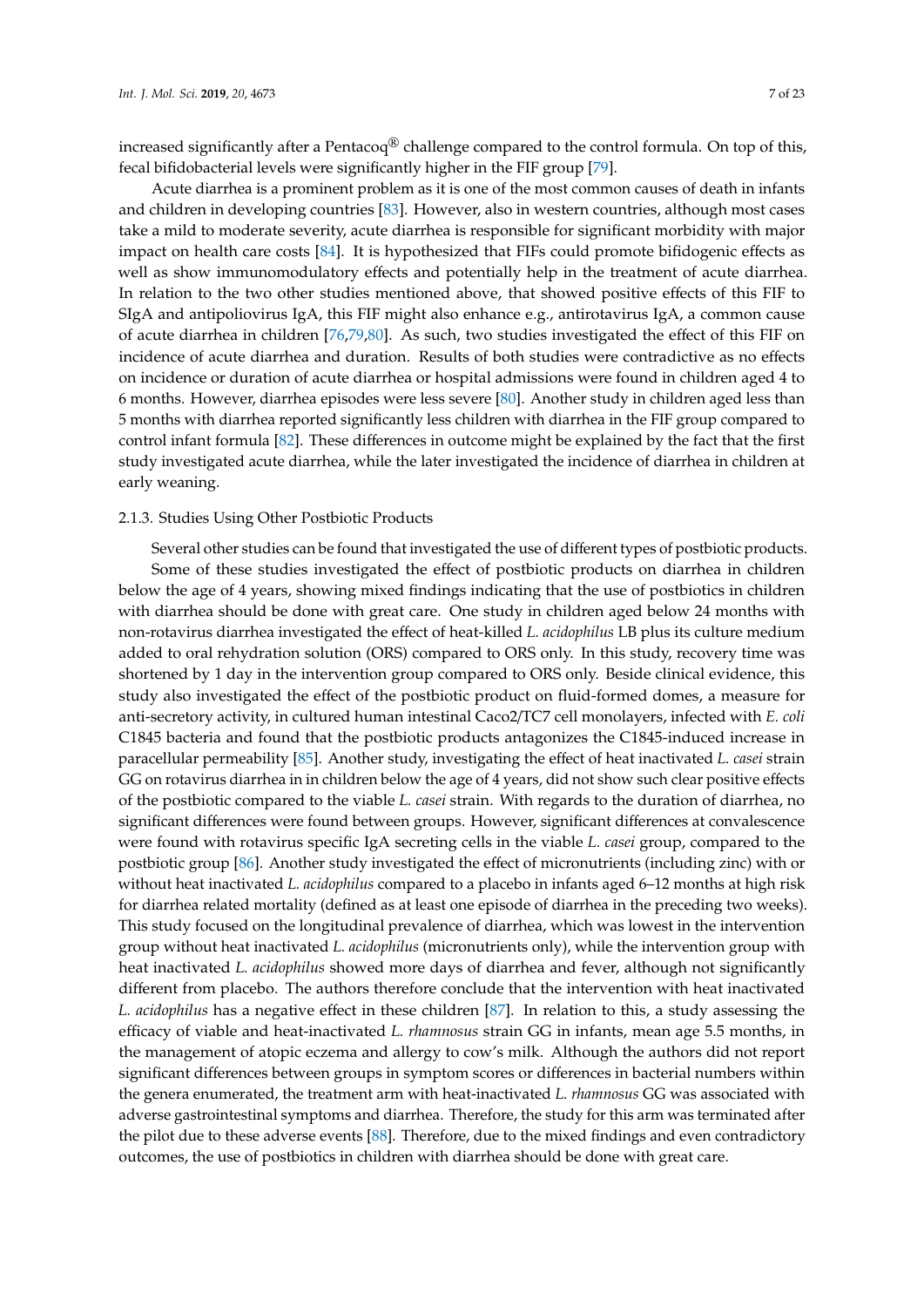increased significantly after a Pentacoq® challenge compared to the control formula. On top of this, fecal bifidobacterial levels were significantly higher in the FIF group [79].

Acute diarrhea is a prominent problem as it is one of the most common causes of death in infants and children in developing countries [83]. However, also in western countries, although most cases take a mild to moderate severity, acute diarrhea is responsible for significant morbidity with major impact on health care costs [84]. It is hypothesized that FIFs could promote bifidogenic effects as well as show immunomodulatory effects and potentially help in the treatment of acute diarrhea. In relation to the two other studies mentioned above, that showed positive effects of this FIF to SIgA and antipoliovirus IgA, this FIF might also enhance e.g., antirotavirus IgA, a common cause of acute diarrhea in children [76,79,80]. As such, two studies investigated the effect of this FIF on incidence of acute diarrhea and duration. Results of both studies were contradictive as no effects on incidence or duration of acute diarrhea or hospital admissions were found in children aged 4 to 6 months. However, diarrhea episodes were less severe [80]. Another study in children aged less than 5 months with diarrhea reported significantly less children with diarrhea in the FIF group compared to control infant formula [82]. These differences in outcome might be explained by the fact that the first study investigated acute diarrhea, while the later investigated the incidence of diarrhea in children at early weaning.

#### 2.1.3. Studies Using Other Postbiotic Products

Several other studies can be found that investigated the use of different types of postbiotic products. Some of these studies investigated the effect of postbiotic products on diarrhea in children below the age of 4 years, showing mixed findings indicating that the use of postbiotics in children with diarrhea should be done with great care. One study in children aged below 24 months with non-rotavirus diarrhea investigated the effect of heat-killed *L. acidophilus* LB plus its culture medium added to oral rehydration solution (ORS) compared to ORS only. In this study, recovery time was shortened by 1 day in the intervention group compared to ORS only. Beside clinical evidence, this study also investigated the effect of the postbiotic product on fluid-formed domes, a measure for anti-secretory activity, in cultured human intestinal Caco2/TC7 cell monolayers, infected with *E. coli* C1845 bacteria and found that the postbiotic products antagonizes the C1845-induced increase in paracellular permeability [85]. Another study, investigating the effect of heat inactivated *L. casei* strain GG on rotavirus diarrhea in in children below the age of 4 years, did not show such clear positive effects of the postbiotic compared to the viable *L. casei* strain. With regards to the duration of diarrhea, no significant differences were found between groups. However, significant differences at convalescence were found with rotavirus specific IgA secreting cells in the viable *L. casei* group, compared to the postbiotic group [86]. Another study investigated the effect of micronutrients (including zinc) with or without heat inactivated *L. acidophilus* compared to a placebo in infants aged 6–12 months at high risk for diarrhea related mortality (defined as at least one episode of diarrhea in the preceding two weeks). This study focused on the longitudinal prevalence of diarrhea, which was lowest in the intervention group without heat inactivated *L. acidophilus* (micronutrients only), while the intervention group with heat inactivated *L. acidophilus* showed more days of diarrhea and fever, although not significantly different from placebo. The authors therefore conclude that the intervention with heat inactivated *L. acidophilus* has a negative effect in these children [87]. In relation to this, a study assessing the efficacy of viable and heat-inactivated *L. rhamnosus* strain GG in infants, mean age 5.5 months, in the management of atopic eczema and allergy to cow's milk. Although the authors did not report significant differences between groups in symptom scores or differences in bacterial numbers within the genera enumerated, the treatment arm with heat-inactivated *L. rhamnosus* GG was associated with adverse gastrointestinal symptoms and diarrhea. Therefore, the study for this arm was terminated after the pilot due to these adverse events [88]. Therefore, due to the mixed findings and even contradictory outcomes, the use of postbiotics in children with diarrhea should be done with great care.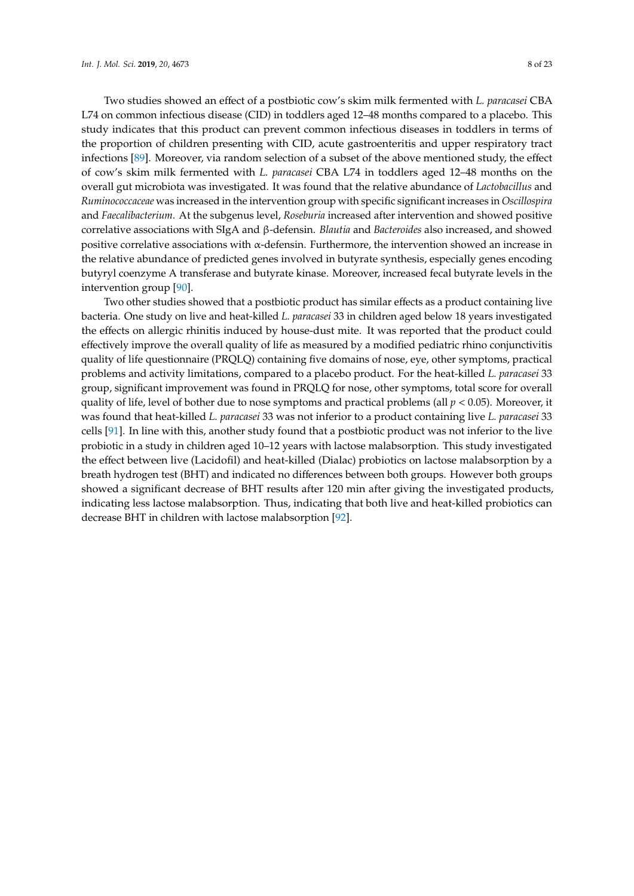Two studies showed an effect of a postbiotic cow's skim milk fermented with *L. paracasei* CBA L74 on common infectious disease (CID) in toddlers aged 12–48 months compared to a placebo. This study indicates that this product can prevent common infectious diseases in toddlers in terms of the proportion of children presenting with CID, acute gastroenteritis and upper respiratory tract infections [89]. Moreover, via random selection of a subset of the above mentioned study, the effect of cow's skim milk fermented with *L. paracasei* CBA L74 in toddlers aged 12–48 months on the overall gut microbiota was investigated. It was found that the relative abundance of *Lactobacillus* and *Ruminococcaceae* was increased in the intervention group with specific significant increases in *Oscillospira* and *Faecalibacterium*. At the subgenus level, *Roseburia* increased after intervention and showed positive correlative associations with SIgA and β-defensin. *Blautia* and *Bacteroides* also increased, and showed positive correlative associations with α-defensin. Furthermore, the intervention showed an increase in the relative abundance of predicted genes involved in butyrate synthesis, especially genes encoding butyryl coenzyme A transferase and butyrate kinase. Moreover, increased fecal butyrate levels in the intervention group [90].

Two other studies showed that a postbiotic product has similar effects as a product containing live bacteria. One study on live and heat-killed *L. paracasei* 33 in children aged below 18 years investigated the effects on allergic rhinitis induced by house-dust mite. It was reported that the product could effectively improve the overall quality of life as measured by a modified pediatric rhino conjunctivitis quality of life questionnaire (PRQLQ) containing five domains of nose, eye, other symptoms, practical problems and activity limitations, compared to a placebo product. For the heat-killed *L. paracasei* 33 group, significant improvement was found in PRQLQ for nose, other symptoms, total score for overall quality of life, level of bother due to nose symptoms and practical problems (all $p < 0.05$). Moreover, it was found that heat-killed *L. paracasei* 33 was not inferior to a product containing live *L. paracasei* 33 cells [91]. In line with this, another study found that a postbiotic product was not inferior to the live probiotic in a study in children aged 10–12 years with lactose malabsorption. This study investigated the effect between live (Lacidofil) and heat-killed (Dialac) probiotics on lactose malabsorption by a breath hydrogen test (BHT) and indicated no differences between both groups. However both groups showed a significant decrease of BHT results after 120 min after giving the investigated products, indicating less lactose malabsorption. Thus, indicating that both live and heat-killed probiotics can decrease BHT in children with lactose malabsorption [92].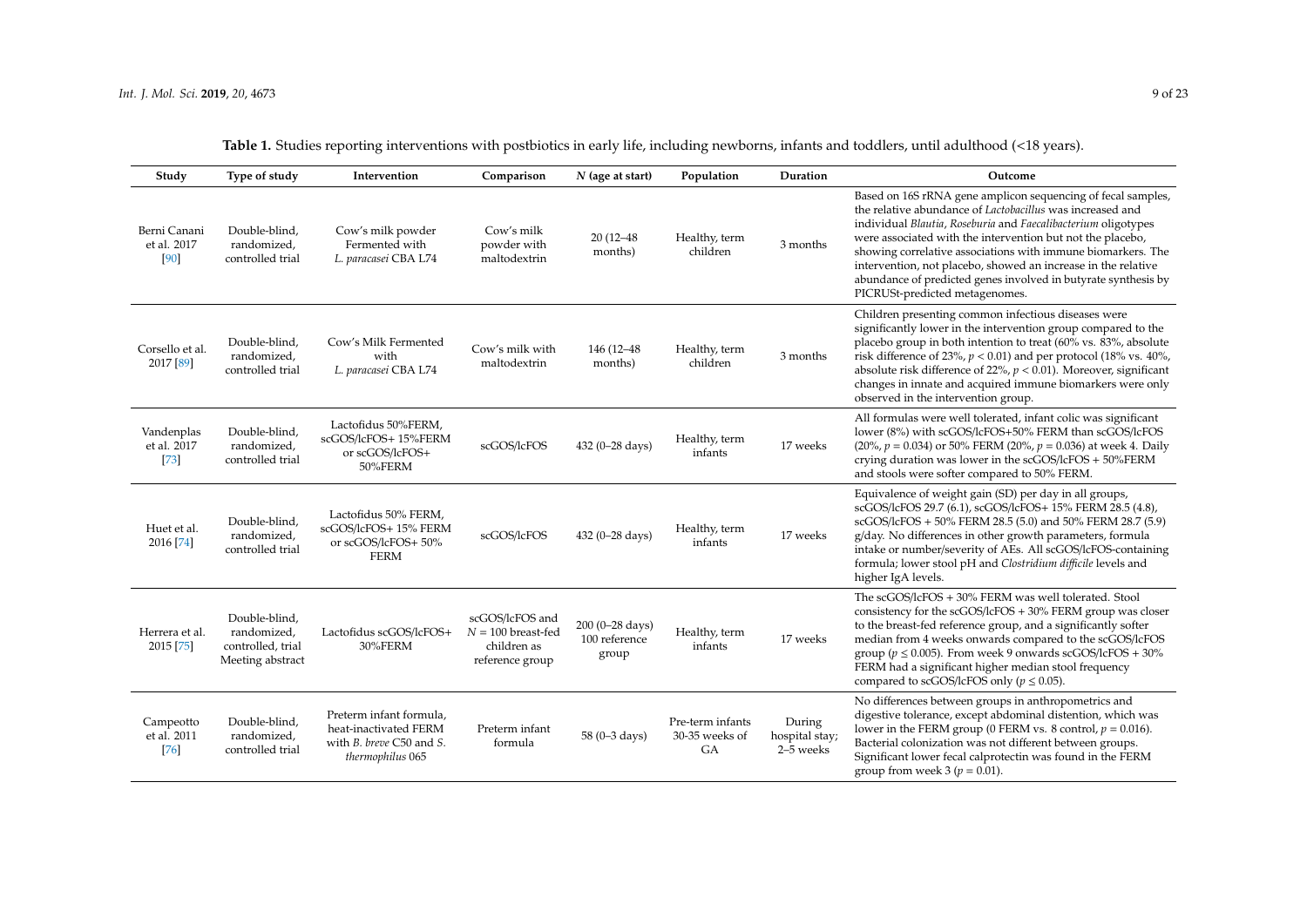**Table 1.** Studies reporting interventions with postbiotics in early life, including newborns, infants and toddlers, until adulthood (<18 years).

| Study | Type of study | Intervention | Comparison | $N$ (age at start) | Population | Duration | Outcome |
|---|---|---|---|---|---|---|---|
| Berni Canani et al. 2017 [90] | Double-blind, randomized, controlled trial | Cow's milk powder Fermented with *L. paracasei* CBA L74 | Cow's milk powder with maltodextrin | 20 (12–48 months) | Healthy, term children | 3 months | Based on 16S rRNA gene amplicon sequencing of fecal samples, the relative abundance of *Lactobacillus* was increased and individual *Blautia*, *Roseburia* and *Faecalibacterium* oligotypes were associated with the intervention but not the placebo, showing correlative associations with immune biomarkers. The intervention, not placebo, showed an increase in the relative abundance of predicted genes involved in butyrate synthesis by PICRUSt-predicted metagenomes. |
| Corsello et al. 2017 [89] | Double-blind, randomized, controlled trial | Cow's Milk Fermented with *L. paracasei* CBA L74 | Cow's milk with maltodextrin | 146 (12–48 months) | Healthy, term children | 3 months | Children presenting common infectious diseases were significantly lower in the intervention group compared to the placebo group in both intention to treat (60% vs. 83%, absolute risk difference of 23%, $p < 0.01$) and per protocol (18% vs. 40%, absolute risk difference of 22%, $p < 0.01$). Moreover, significant changes in innate and acquired immune biomarkers were only observed in the intervention group. |
| Vandenplas et al. 2017 [73] | Double-blind, randomized, controlled trial | Lactofidus 50%FERM, scGOS/lcFOS+ 15%FERM or scGOS/lcFOS+ 50%FERM | scGOS/lcFOS | 432 (0–28 days) | Healthy, term infants | 17 weeks | All formulas were well tolerated, infant colic was significant lower (8%) with scGOS/lcFOS+50% FERM than scGOS/lcFOS (20%, $p = 0.034$) or 50% FERM (20%, $p = 0.036$) at week 4. Daily crying duration was lower in the scGOS/lcFOS + 50%FERM and stools were softer compared to 50% FERM. |
| Huet et al. 2016 [74] | Double-blind, randomized, controlled trial | Lactofidus 50% FERM, scGOS/lcFOS+ 15% FERM or scGOS/lcFOS+ 50% FERM | scGOS/lcFOS | 432 (0–28 days) | Healthy, term infants | 17 weeks | Equivalence of weight gain (SD) per day in all groups, scGOS/lcFOS 29.7 (6.1), scGOS/lcFOS+ 15% FERM 28.5 (4.8), scGOS/lcFOS + 50% FERM 28.5 (5.0) and 50% FERM 28.7 (5.9) g/day. No differences in other growth parameters, formula intake or number/severity of AEs. All scGOS/lcFOS-containing formula; lower stool pH and *Clostridium difficile* levels and higher IgA levels. |
| Herrera et al. 2015 [75] | Double-blind, randomized, controlled, trial Meeting abstract | Lactofidus scGOS/lcFOS+ 30%FERM | scGOS/lcFOS and $N = 100$ breast-fed children as reference group | 200 (0–28 days) 100 reference group | Healthy, term infants | 17 weeks | The scGOS/lcFOS + 30% FERM was well tolerated. Stool consistency for the scGOS/lcFOS + 30% FERM group was closer to the breast-fed reference group, and a significantly softer median from 4 weeks onwards compared to the scGOS/lcFOS group ($p \leq 0.005$). From week 9 onwards scGOS/lcFOS + 30% FERM had a significant higher median stool frequency compared to scGOS/lcFOS only ($p \leq 0.05$). |
| Campeotto et al. 2011 [76] | Double-blind, randomized, controlled trial | Preterm infant formula, heat-inactivated FERM with *B. breve* C50 and *S. thermophilus* 065 | Preterm infant formula | 58 (0–3 days) | Pre-term infants 30-35 weeks of GA | During hospital stay; 2–5 weeks | No differences between groups in anthropometrics and digestive tolerance, except abdominal distention, which was lower in the FERM group (0 FERM vs. 8 control, $p = 0.016$). Bacterial colonization was not different between groups. Significant lower fecal calprotectin was found in the FERM group from week 3 ($p = 0.01$). |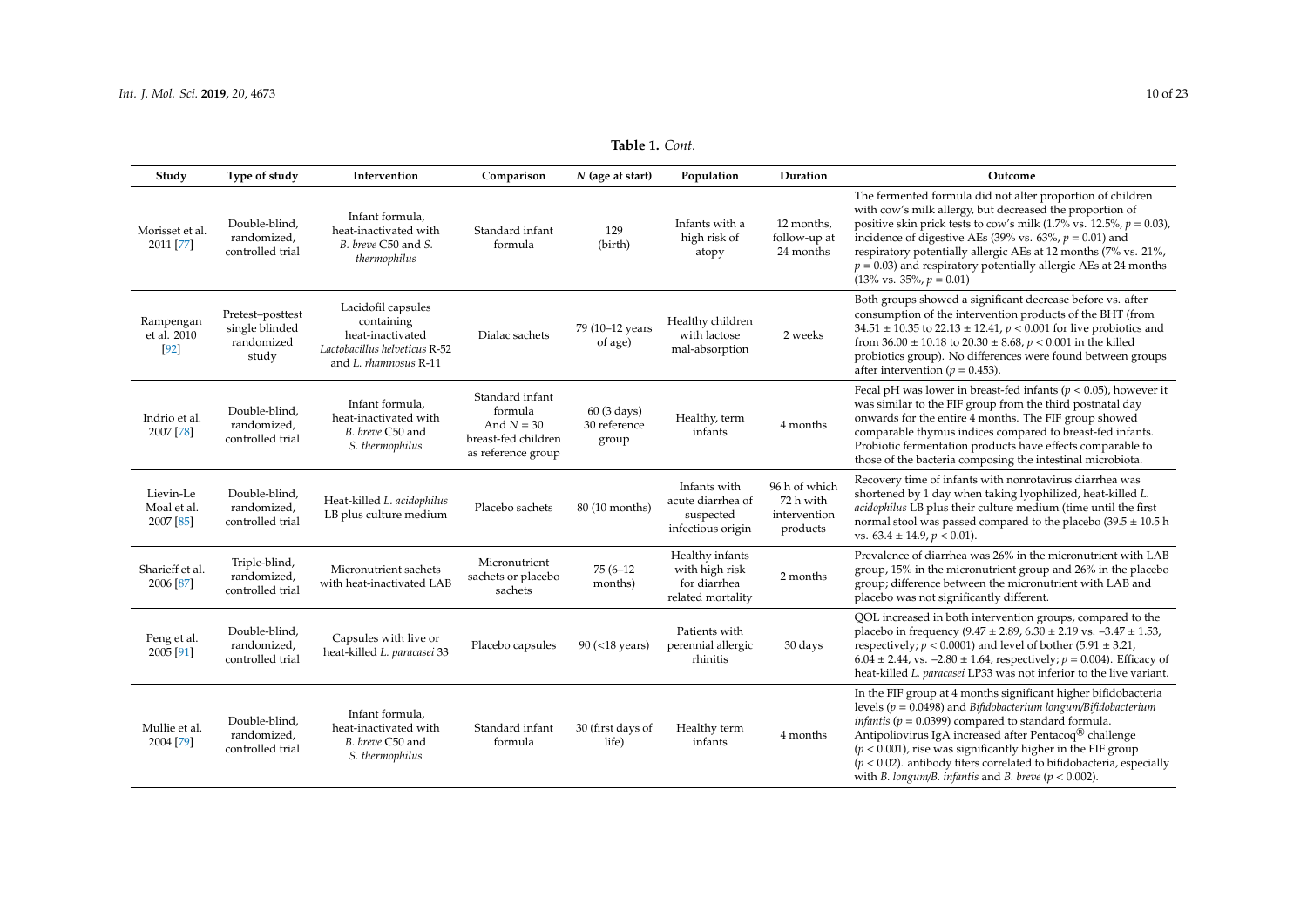**Table 1.** *Cont.*

| Study | Type of study | Intervention | Comparison | N (age at start) | Population | Duration | Outcome |
|---|---|---|---|---|---|---|---|
| Morisset et al. 2011 [77] | Double-blind, randomized, controlled trial | Infant formula, heat-inactivated with *B. breve* C50 and *S. thermophilus* | Standard infant formula | 129 (birth) | Infants with a high risk of atopy | 12 months, follow-up at 24 months | The fermented formula did not alter proportion of children with cow's milk allergy, but decreased the proportion of positive skin prick tests to cow's milk (1.7% vs. 12.5%, $p = 0.03$), incidence of digestive AEs (39% vs. 63%, $p = 0.01$) and respiratory potentially allergic AEs at 12 months (7% vs. 21%, $p = 0.03$) and respiratory potentially allergic AEs at 24 months (13% vs. 35%, $p = 0.01$) |
| Rampengan et al. 2010 [92] | Pretest–posttest single blinded randomized study | Lacidofil capsules containing heat-inactivated *Lactobacillus helveticus* R-52 and *L. rhamnosus* R-11 | Dialac sachets | 79 (10–12 years of age) | Healthy children with lactose mal-absorption | 2 weeks | Both groups showed a significant decrease before vs. after consumption of the intervention products of the BHT (from 34.51 ± 10.35 to 22.13 ± 12.41, $p < 0.001$ for live probiotics and from 36.00 ± 10.18 to 20.30 ± 8.68, $p < 0.001$ in the killed probiotics group). No differences were found between groups after intervention ($p = 0.453$). |
| Indrio et al. 2007 [78] | Double-blind, randomized, controlled trial | Infant formula, heat-inactivated with *B. breve* C50 and *S. thermophilus* | Standard infant formula And $N = 30$ breast-fed children as reference group | 60 (3 days) 30 reference group | Healthy, term infants | 4 months | Fecal pH was lower in breast-fed infants ($p < 0.05$), however it was similar to the FIF group from the third postnatal day onwards for the entire 4 months. The FIF group showed comparable thymus indices compared to breast-fed infants. Probiotic fermentation products have effects comparable to those of the bacteria composing the intestinal microbiota. |
| Lievin-Le Moal et al. 2007 [85] | Double-blind, randomized, controlled trial | Heat-killed *L. acidophilus* LB plus culture medium | Placebo sachets | 80 (10 months) | Infants with acute diarrhea of suspected infectious origin | 96 h of which 72 h with intervention products | Recovery time of infants with nonrotavirus diarrhea was shortened by 1 day when taking lyophilized, heat-killed *L. acidophilus* LB plus their culture medium (time until the first normal stool was passed compared to the placebo (39.5 ± 10.5 h vs. 63.4 ± 14.9, $p < 0.01$). |
| Sharieff et al. 2006 [87] | Triple-blind, randomized, controlled trial | Micronutrient sachets with heat-inactivated LAB | Micronutrient sachets or placebo sachets | 75 (6–12 months) | Healthy infants with high risk for diarrhea related mortality | 2 months | Prevalence of diarrhea was 26% in the micronutrient with LAB group, 15% in the micronutrient group and 26% in the placebo group; difference between the micronutrient with LAB and placebo was not significantly different. |
| Peng et al. 2005 [91] | Double-blind, randomized, controlled trial | Capsules with live or heat-killed *L. paracasei* 33 | Placebo capsules | 90 (<18 years) | Patients with perennial allergic rhinitis | 30 days | QOL increased in both intervention groups, compared to the placebo in frequency (9.47 ± 2.89, 6.30 ± 2.19 vs. −3.47 ± 1.53, respectively; $p < 0.0001$) and level of bother (5.91 ± 3.21, 6.04 ± 2.44, vs. −2.80 ± 1.64, respectively; $p = 0.004$). Efficacy of heat-killed *L. paracasei* LP33 was not inferior to the live variant. |
| Mullie et al. 2004 [79] | Double-blind, randomized, controlled trial | Infant formula, heat-inactivated with *B. breve* C50 and *S. thermophilus* | Standard infant formula | 30 (first days of life) | Healthy term infants | 4 months | In the FIF group at 4 months significant higher bifidobacteria levels ($p = 0.0498$) and *Bifidobacterium longum/Bifidobacterium infantis* ($p = 0.0399$) compared to standard formula. Antipoliovirus IgA increased after Pentacoq® challenge ($p < 0.001$), rise was significantly higher in the FIF group ($p < 0.02$). antibody titers correlated to bifidobacteria, especially with *B. longum/B. infantis* and *B. breve* ($p < 0.002$). |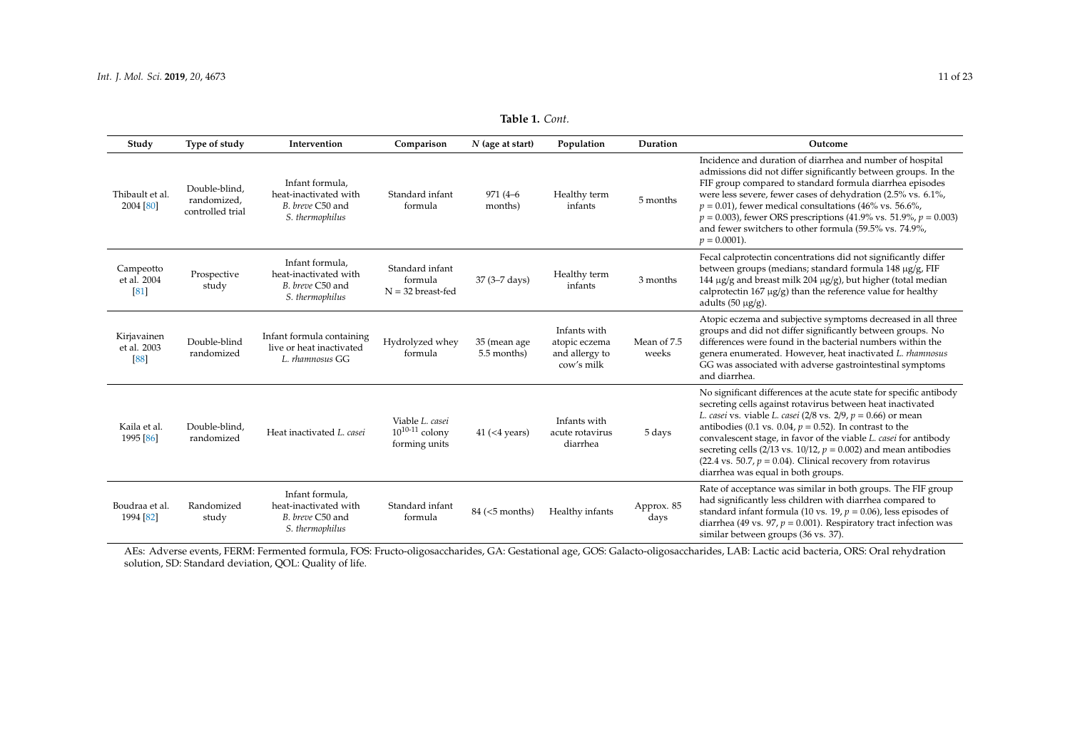**Table 1.** *Cont.*

| Study | Type of study | Intervention | Comparison | *N* (age at start) | Population | Duration | Outcome |
|---|---|---|---|---|---|---|---|
| Thibault et al. 2004 [80] | Double-blind, randomized, controlled trial | Infant formula, heat-inactivated with *B. breve* C50 and *S. thermophilus* | Standard infant formula | 971 (4–6 months) | Healthy term infants | 5 months | Incidence and duration of diarrhea and number of hospital admissions did not differ significantly between groups. In the FIF group compared to standard formula diarrhea episodes were less severe, fewer cases of dehydration (2.5% vs. 6.1%, $p = 0.01$), fewer medical consultations (46% vs. 56.6%, $p = 0.003$), fewer ORS prescriptions (41.9% vs. 51.9%, $p = 0.003$) and fewer switchers to other formula (59.5% vs. 74.9%, $p = 0.0001$). |
| Campeotto et al. 2004 [81] | Prospective study | Infant formula, heat-inactivated with *B. breve* C50 and *S. thermophilus* | Standard infant formula N = 32 breast-fed | 37 (3–7 days) | Healthy term infants | 3 months | Fecal calprotectin concentrations did not significantly differ between groups (medians; standard formula 148 μg/g, FIF 144 μg/g and breast milk 204 μg/g), but higher (total median calprotectin 167 μg/g) than the reference value for healthy adults (50 μg/g). |
| Kirjavainen et al. 2003 [88] | Double-blind randomized | Infant formula containing live or heat inactivated *L. rhamnosus* GG | Hydrolyzed whey formula | 35 (mean age 5.5 months) | Infants with atopic eczema and allergy to cow's milk | Mean of 7.5 weeks | Atopic eczema and subjective symptoms decreased in all three groups and did not differ significantly between groups. No differences were found in the bacterial numbers within the genera enumerated. However, heat inactivated *L. rhamnosus* GG was associated with adverse gastrointestinal symptoms and diarrhea. |
| Kaila et al. 1995 [86] | Double-blind, randomized | Heat inactivated *L. casei* | Viable *L. casei* $10^{10-11}$ colony forming units | 41 (<4 years) | Infants with acute rotavirus diarrhea | 5 days | No significant differences at the acute state for specific antibody secreting cells against rotavirus between heat inactivated *L. casei* vs. viable *L. casei* (2/8 vs. 2/9, $p = 0.66$) or mean antibodies (0.1 vs. 0.04, $p = 0.52$). In contrast to the convalescent stage, in favor of the viable *L. casei* for antibody secreting cells (2/13 vs. 10/12, $p = 0.002$) and mean antibodies (22.4 vs. 50.7, $p = 0.04$). Clinical recovery from rotavirus diarrhea was equal in both groups. |
| Boudraa et al. 1994 [82] | Randomized study | Infant formula, heat-inactivated with *B. breve* C50 and *S. thermophilus* | Standard infant formula | 84 (<5 months) | Healthy infants | Approx. 85 days | Rate of acceptance was similar in both groups. The FIF group had significantly less children with diarrhea compared to standard infant formula (10 vs. 19, $p = 0.06$), less episodes of diarrhea (49 vs. 97, $p = 0.001$). Respiratory tract infection was similar between groups (36 vs. 37). |

AEs: Adverse events, FERM: Fermented formula, FOS: Fructo-oligosaccharides, GA: Gestational age, GOS: Galacto-oligosaccharides, LAB: Lactic acid bacteria, ORS: Oral rehydration solution, SD: Standard deviation, QOL: Quality of life.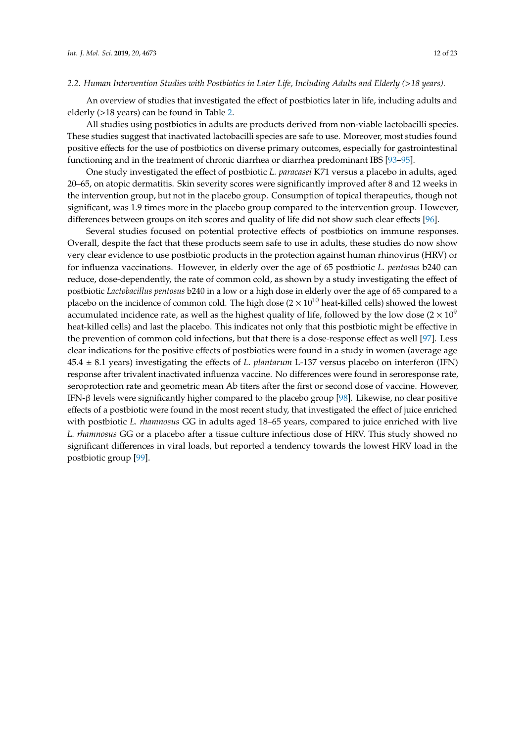*2.2. Human Intervention Studies with Postbiotics in Later Life, Including Adults and Elderly (>18 years).*

An overview of studies that investigated the effect of postbiotics later in life, including adults and elderly (>18 years) can be found in Table 2.

All studies using postbiotics in adults are products derived from non-viable lactobacilli species. These studies suggest that inactivated lactobacilli species are safe to use. Moreover, most studies found positive effects for the use of postbiotics on diverse primary outcomes, especially for gastrointestinal functioning and in the treatment of chronic diarrhea or diarrhea predominant IBS [93–95].

One study investigated the effect of postbiotic *L. paracasei* K71 versus a placebo in adults, aged 20–65, on atopic dermatitis. Skin severity scores were significantly improved after 8 and 12 weeks in the intervention group, but not in the placebo group. Consumption of topical therapeutics, though not significant, was 1.9 times more in the placebo group compared to the intervention group. However, differences between groups on itch scores and quality of life did not show such clear effects [96].

Several studies focused on potential protective effects of postbiotics on immune responses. Overall, despite the fact that these products seem safe to use in adults, these studies do now show very clear evidence to use postbiotic products in the protection against human rhinovirus (HRV) or for influenza vaccinations. However, in elderly over the age of 65 postbiotic *L. pentosus* b240 can reduce, dose-dependently, the rate of common cold, as shown by a study investigating the effect of postbiotic *Lactobacillus pentosus* b240 in a low or a high dose in elderly over the age of 65 compared to a placebo on the incidence of common cold. The high dose ($2 \times 10^{10}$ heat-killed cells) showed the lowest accumulated incidence rate, as well as the highest quality of life, followed by the low dose ($2 \times 10^{9}$ heat-killed cells) and last the placebo. This indicates not only that this postbiotic might be effective in the prevention of common cold infections, but that there is a dose-response effect as well [97]. Less clear indications for the positive effects of postbiotics were found in a study in women (average age $45.4 \pm 8.1$ years) investigating the effects of *L. plantarum* L-137 versus placebo on interferon (IFN) response after trivalent inactivated influenza vaccine. No differences were found in seroresponse rate, seroprotection rate and geometric mean Ab titers after the first or second dose of vaccine. However, IFN-β levels were significantly higher compared to the placebo group [98]. Likewise, no clear positive effects of a postbiotic were found in the most recent study, that investigated the effect of juice enriched with postbiotic *L. rhamnosus* GG in adults aged 18–65 years, compared to juice enriched with live *L. rhamnosus* GG or a placebo after a tissue culture infectious dose of HRV. This study showed no significant differences in viral loads, but reported a tendency towards the lowest HRV load in the postbiotic group [99].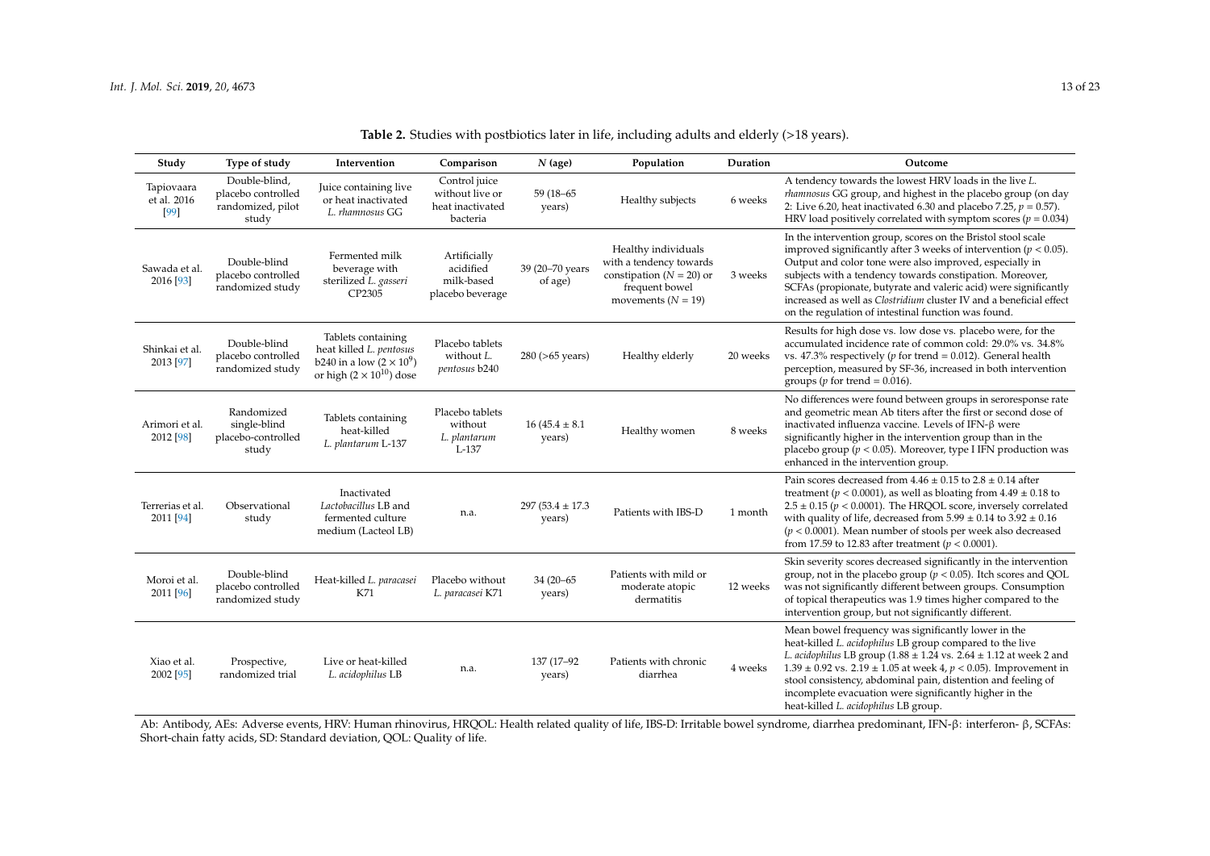**Table 2.** Studies with postbiotics later in life, including adults and elderly (>18 years).

| Study | Type of study | Intervention | Comparison | *N* (age) | Population | Duration | Outcome |
|---|---|---|---|---|---|---|---|
| Tapiovaara et al. 2016 [99] | Double-blind, placebo controlled randomized, pilot study | Juice containing live or heat inactivated *L. rhamnosus* GG | Control juice without live or heat inactivated bacteria | 59 (18–65 years) | Healthy subjects | 6 weeks | A tendency towards the lowest HRV loads in the live *L. rhamnosus* GG group, and highest in the placebo group (on day 2: Live 6.20, heat inactivated 6.30 and placebo 7.25, $p = 0.57$). HRV load positively correlated with symptom scores ($p = 0.034$) |
| Sawada et al. 2016 [93] | Double-blind placebo controlled randomized study | Fermented milk beverage with sterilized *L. gasseri* CP2305 | Artificially acidified milk-based placebo beverage | 39 (20–70 years of age) | Healthy individuals with a tendency towards constipation ($N = 20$) or frequent bowel movements ($N = 19$) | 3 weeks | In the intervention group, scores on the Bristol stool scale improved significantly after 3 weeks of intervention ($p < 0.05$). Output and color tone were also improved, especially in subjects with a tendency towards constipation. Moreover, SCFAs (propionate, butyrate and valeric acid) were significantly increased as well as *Clostridium* cluster IV and a beneficial effect on the regulation of intestinal function was found. |
| Shinkai et al. 2013 [97] | Double-blind placebo controlled randomized study | Tablets containing heat killed *L. pentosus* b240 in a low ($2 \times 10^9$) or high ($2 \times 10^{10}$) dose | Placebo tablets without *L. pentosus* b240 | 280 (>65 years) | Healthy elderly | 20 weeks | Results for high dose vs. low dose vs. placebo were, for the accumulated incidence rate of common cold: 29.0% vs. 34.8% vs. 47.3% respectively ($p$ for trend = 0.012). General health perception, measured by SF-36, increased in both intervention groups ($p$ for trend = 0.016). |
| Arimori et al. 2012 [98] | Randomized single-blind placebo-controlled study | Tablets containing heat-killed *L. plantarum* L-137 | Placebo tablets without *L. plantarum* L-137 | 16 (45.4 ± 8.1 years) | Healthy women | 8 weeks | No differences were found between groups in seroresponse rate and geometric mean Ab titers after the first or second dose of inactivated influenza vaccine. Levels of IFN-β were significantly higher in the intervention group than in the placebo group ($p < 0.05$). Moreover, type I IFN production was enhanced in the intervention group. |
| Terrerias et al. 2011 [94] | Observational study | Inactivated *Lactobacillus* LB and fermented culture medium (Lacteol LB) | n.a. | 297 (53.4 ± 17.3 years) | Patients with IBS-D | 1 month | Pain scores decreased from 4.46 ± 0.15 to 2.8 ± 0.14 after treatment ($p < 0.0001$), as well as bloating from 4.49 ± 0.18 to 2.5 ± 0.15 ($p < 0.0001$). The HRQOL score, inversely correlated with quality of life, decreased from 5.99 ± 0.14 to 3.92 ± 0.16 ($p < 0.0001$). Mean number of stools per week also decreased from 17.59 to 12.83 after treatment ($p < 0.0001$). |
| Moroi et al. 2011 [96] | Double-blind placebo controlled randomized study | Heat-killed *L. paracasei* K71 | Placebo without *L. paracasei* K71 | 34 (20–65 years) | Patients with mild or moderate atopic dermatitis | 12 weeks | Skin severity scores decreased significantly in the intervention group, not in the placebo group ($p < 0.05$). Itch scores and QOL was not significantly different between groups. Consumption of topical therapeutics was 1.9 times higher compared to the intervention group, but not significantly different. |
| Xiao et al. 2002 [95] | Prospective, randomized trial | Live or heat-killed *L. acidophilus* LB | n.a. | 137 (17–92 years) | Patients with chronic diarrhea | 4 weeks | Mean bowel frequency was significantly lower in the heat-killed *L. acidophilus* LB group compared to the live *L. acidophilus* LB group (1.88 ± 1.24 vs. 2.64 ± 1.12 at week 2 and 1.39 ± 0.92 vs. 2.19 ± 1.05 at week 4, $p < 0.05$). Improvement in stool consistency, abdominal pain, distention and feeling of incomplete evacuation were significantly higher in the heat-killed *L. acidophilus* LB group. |

Ab: Antibody, AEs: Adverse events, HRV: Human rhinovirus, HRQOL: Health related quality of life, IBS-D: Irritable bowel syndrome, diarrhea predominant, IFN-β: interferon- β, SCFAs: Short-chain fatty acids, SD: Standard deviation, QOL: Quality of life.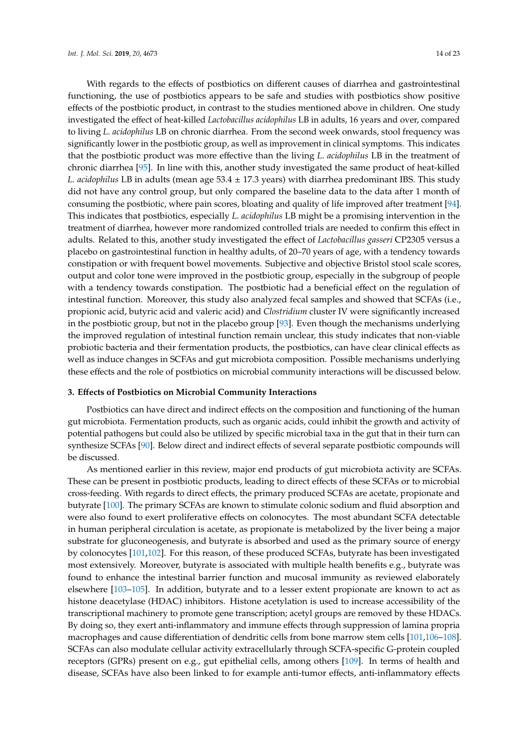With regards to the effects of postbiotics on different causes of diarrhea and gastrointestinal functioning, the use of postbiotics appears to be safe and studies with postbiotics show positive effects of the postbiotic product, in contrast to the studies mentioned above in children. One study investigated the effect of heat-killed *Lactobacillus acidophilus* LB in adults, 16 years and over, compared to living *L. acidophilus* LB on chronic diarrhea. From the second week onwards, stool frequency was significantly lower in the postbiotic group, as well as improvement in clinical symptoms. This indicates that the postbiotic product was more effective than the living *L. acidophilus* LB in the treatment of chronic diarrhea [95]. In line with this, another study investigated the same product of heat-killed *L. acidophilus* LB in adults (mean age 53.4 ± 17.3 years) with diarrhea predominant IBS. This study did not have any control group, but only compared the baseline data to the data after 1 month of consuming the postbiotic, where pain scores, bloating and quality of life improved after treatment [94]. This indicates that postbiotics, especially *L. acidophilus* LB might be a promising intervention in the treatment of diarrhea, however more randomized controlled trials are needed to confirm this effect in adults. Related to this, another study investigated the effect of *Lactobacillus gasseri* CP2305 versus a placebo on gastrointestinal function in healthy adults, of 20–70 years of age, with a tendency towards constipation or with frequent bowel movements. Subjective and objective Bristol stool scale scores, output and color tone were improved in the postbiotic group, especially in the subgroup of people with a tendency towards constipation. The postbiotic had a beneficial effect on the regulation of intestinal function. Moreover, this study also analyzed fecal samples and showed that SCFAs (i.e., propionic acid, butyric acid and valeric acid) and *Clostridium* cluster IV were significantly increased in the postbiotic group, but not in the placebo group [93]. Even though the mechanisms underlying the improved regulation of intestinal function remain unclear, this study indicates that non-viable probiotic bacteria and their fermentation products, the postbiotics, can have clear clinical effects as well as induce changes in SCFAs and gut microbiota composition. Possible mechanisms underlying these effects and the role of postbiotics on microbial community interactions will be discussed below.

## 3. Effects of Postbiotics on Microbial Community Interactions

Postbiotics can have direct and indirect effects on the composition and functioning of the human gut microbiota. Fermentation products, such as organic acids, could inhibit the growth and activity of potential pathogens but could also be utilized by specific microbial taxa in the gut that in their turn can synthesize SCFAs [90]. Below direct and indirect effects of several separate postbiotic compounds will be discussed.

As mentioned earlier in this review, major end products of gut microbiota activity are SCFAs. These can be present in postbiotic products, leading to direct effects of these SCFAs or to microbial cross-feeding. With regards to direct effects, the primary produced SCFAs are acetate, propionate and butyrate [100]. The primary SCFAs are known to stimulate colonic sodium and fluid absorption and were also found to exert proliferative effects on colonocytes. The most abundant SCFA detectable in human peripheral circulation is acetate, as propionate is metabolized by the liver being a major substrate for gluconeogenesis, and butyrate is absorbed and used as the primary source of energy by colonocytes [101,102]. For this reason, of these produced SCFAs, butyrate has been investigated most extensively. Moreover, butyrate is associated with multiple health benefits e.g., butyrate was found to enhance the intestinal barrier function and mucosal immunity as reviewed elaborately elsewhere [103–105]. In addition, butyrate and to a lesser extent propionate are known to act as histone deacetylase (HDAC) inhibitors. Histone acetylation is used to increase accessibility of the transcriptional machinery to promote gene transcription; acetyl groups are removed by these HDACs. By doing so, they exert anti-inflammatory and immune effects through suppression of lamina propria macrophages and cause differentiation of dendritic cells from bone marrow stem cells [101,106–108]. SCFAs can also modulate cellular activity extracellularly through SCFA-specific G-protein coupled receptors (GPRs) present on e.g., gut epithelial cells, among others [109]. In terms of health and disease, SCFAs have also been linked to for example anti-tumor effects, anti-inflammatory effects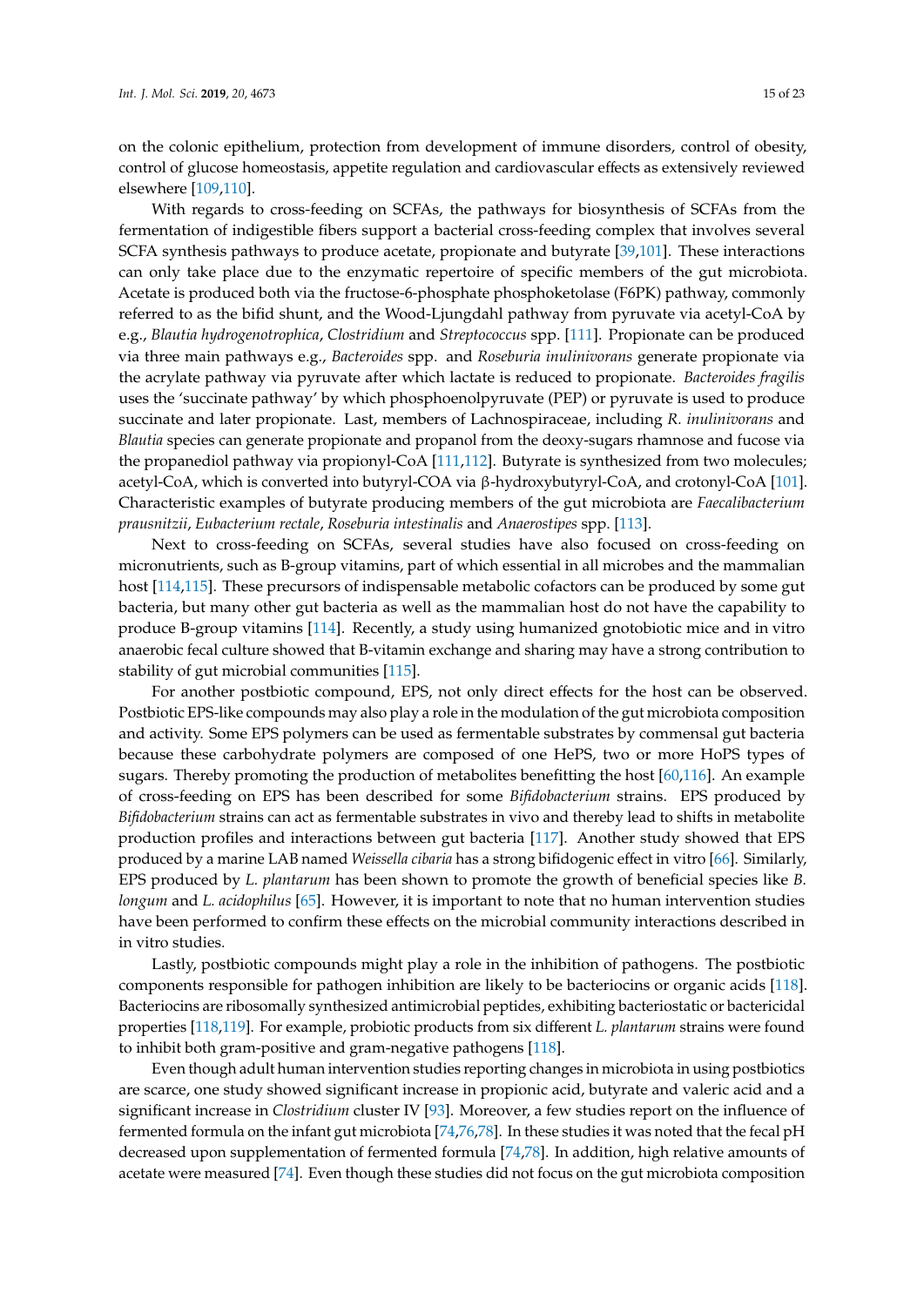on the colonic epithelium, protection from development of immune disorders, control of obesity, control of glucose homeostasis, appetite regulation and cardiovascular effects as extensively reviewed elsewhere [109,110].

With regards to cross-feeding on SCFAs, the pathways for biosynthesis of SCFAs from the fermentation of indigestible fibers support a bacterial cross-feeding complex that involves several SCFA synthesis pathways to produce acetate, propionate and butyrate [39,101]. These interactions can only take place due to the enzymatic repertoire of specific members of the gut microbiota. Acetate is produced both via the fructose-6-phosphate phosphoketolase (F6PK) pathway, commonly referred to as the bifid shunt, and the Wood-Ljungdahl pathway from pyruvate via acetyl-CoA by e.g., *Blautia hydrogenotrophica*, *Clostridium* and *Streptococcus* spp. [111]. Propionate can be produced via three main pathways e.g., *Bacteroides* spp. and *Roseburia inulinivorans* generate propionate via the acrylate pathway via pyruvate after which lactate is reduced to propionate. *Bacteroides fragilis* uses the 'succinate pathway' by which phosphoenolpyruvate (PEP) or pyruvate is used to produce succinate and later propionate. Last, members of Lachnospiraceae, including *R. inulinivorans* and *Blautia* species can generate propionate and propanol from the deoxy-sugars rhamnose and fucose via the propanediol pathway via propionyl-CoA [111,112]. Butyrate is synthesized from two molecules; acetyl-CoA, which is converted into butyryl-COA via β-hydroxybutyryl-CoA, and crotonyl-CoA [101]. Characteristic examples of butyrate producing members of the gut microbiota are *Faecalibacterium prausnitzii*, *Eubacterium rectale*, *Roseburia intestinalis* and *Anaerostipes* spp. [113].

Next to cross-feeding on SCFAs, several studies have also focused on cross-feeding on micronutrients, such as B-group vitamins, part of which essential in all microbes and the mammalian host [114,115]. These precursors of indispensable metabolic cofactors can be produced by some gut bacteria, but many other gut bacteria as well as the mammalian host do not have the capability to produce B-group vitamins [114]. Recently, a study using humanized gnotobiotic mice and in vitro anaerobic fecal culture showed that B-vitamin exchange and sharing may have a strong contribution to stability of gut microbial communities [115].

For another postbiotic compound, EPS, not only direct effects for the host can be observed. Postbiotic EPS-like compounds may also play a role in the modulation of the gut microbiota composition and activity. Some EPS polymers can be used as fermentable substrates by commensal gut bacteria because these carbohydrate polymers are composed of one HePS, two or more HoPS types of sugars. Thereby promoting the production of metabolites benefitting the host [60,116]. An example of cross-feeding on EPS has been described for some *Bifidobacterium* strains. EPS produced by *Bifidobacterium* strains can act as fermentable substrates in vivo and thereby lead to shifts in metabolite production profiles and interactions between gut bacteria [117]. Another study showed that EPS produced by a marine LAB named *Weissella cibaria* has a strong bifidogenic effect in vitro [66]. Similarly, EPS produced by *L. plantarum* has been shown to promote the growth of beneficial species like *B. longum* and *L. acidophilus* [65]. However, it is important to note that no human intervention studies have been performed to confirm these effects on the microbial community interactions described in in vitro studies.

Lastly, postbiotic compounds might play a role in the inhibition of pathogens. The postbiotic components responsible for pathogen inhibition are likely to be bacteriocins or organic acids [118]. Bacteriocins are ribosomally synthesized antimicrobial peptides, exhibiting bacteriostatic or bactericidal properties [118,119]. For example, probiotic products from six different *L. plantarum* strains were found to inhibit both gram-positive and gram-negative pathogens [118].

Even though adult human intervention studies reporting changes in microbiota in using postbiotics are scarce, one study showed significant increase in propionic acid, butyrate and valeric acid and a significant increase in *Clostridium* cluster IV [93]. Moreover, a few studies report on the influence of fermented formula on the infant gut microbiota [74,76,78]. In these studies it was noted that the fecal pH decreased upon supplementation of fermented formula [74,78]. In addition, high relative amounts of acetate were measured [74]. Even though these studies did not focus on the gut microbiota composition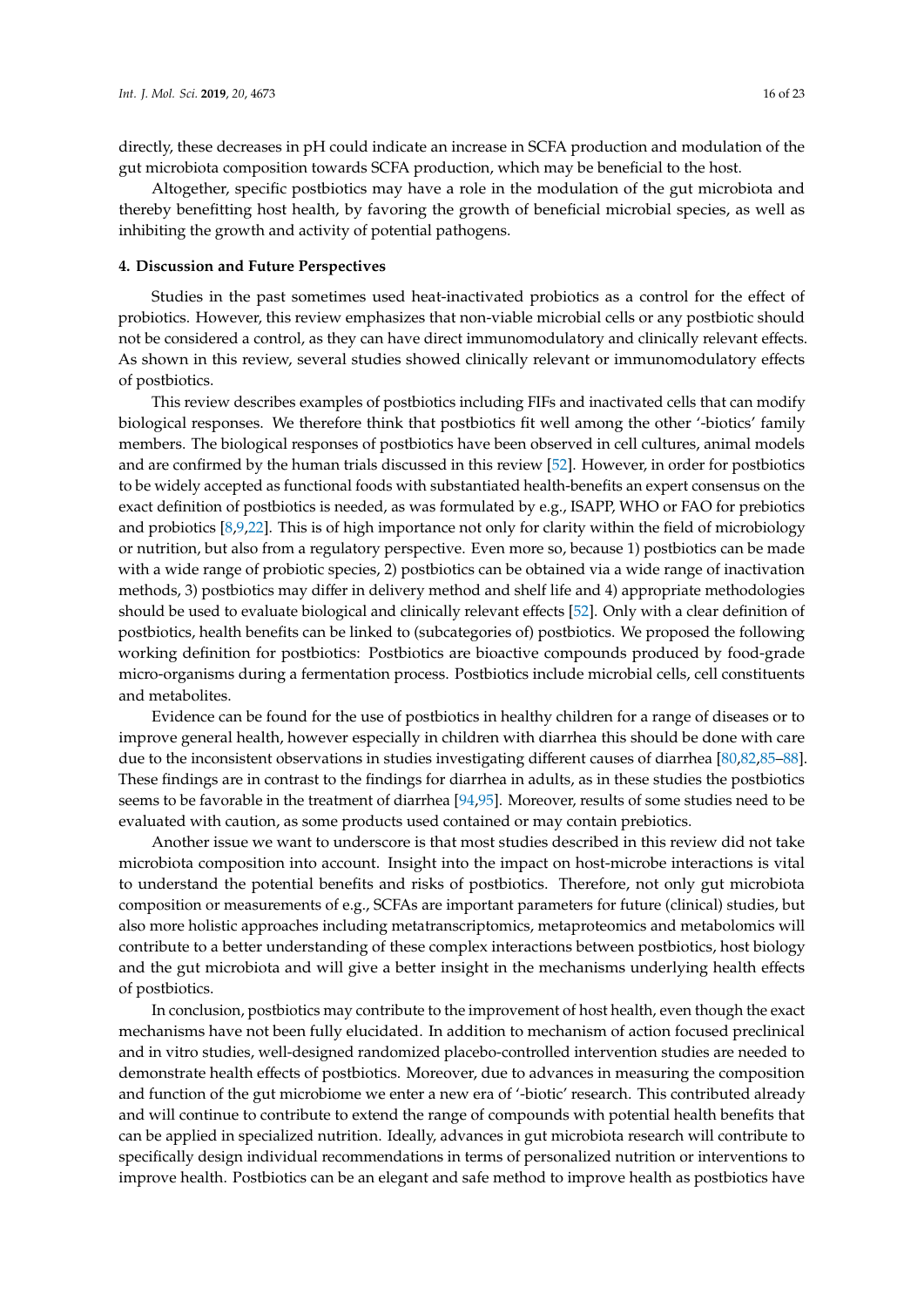directly, these decreases in pH could indicate an increase in SCFA production and modulation of the gut microbiota composition towards SCFA production, which may be beneficial to the host.

Altogether, specific postbiotics may have a role in the modulation of the gut microbiota and thereby benefitting host health, by favoring the growth of beneficial microbial species, as well as inhibiting the growth and activity of potential pathogens.

## 4. Discussion and Future Perspectives

Studies in the past sometimes used heat-inactivated probiotics as a control for the effect of probiotics. However, this review emphasizes that non-viable microbial cells or any postbiotic should not be considered a control, as they can have direct immunomodulatory and clinically relevant effects. As shown in this review, several studies showed clinically relevant or immunomodulatory effects of postbiotics.

This review describes examples of postbiotics including FIFs and inactivated cells that can modify biological responses. We therefore think that postbiotics fit well among the other '-biotics' family members. The biological responses of postbiotics have been observed in cell cultures, animal models and are confirmed by the human trials discussed in this review [52]. However, in order for postbiotics to be widely accepted as functional foods with substantiated health-benefits an expert consensus on the exact definition of postbiotics is needed, as was formulated by e.g., ISAPP, WHO or FAO for prebiotics and probiotics [8,9,22]. This is of high importance not only for clarity within the field of microbiology or nutrition, but also from a regulatory perspective. Even more so, because 1) postbiotics can be made with a wide range of probiotic species, 2) postbiotics can be obtained via a wide range of inactivation methods, 3) postbiotics may differ in delivery method and shelf life and 4) appropriate methodologies should be used to evaluate biological and clinically relevant effects [52]. Only with a clear definition of postbiotics, health benefits can be linked to (subcategories of) postbiotics. We proposed the following working definition for postbiotics: Postbiotics are bioactive compounds produced by food-grade micro-organisms during a fermentation process. Postbiotics include microbial cells, cell constituents and metabolites.

Evidence can be found for the use of postbiotics in healthy children for a range of diseases or to improve general health, however especially in children with diarrhea this should be done with care due to the inconsistent observations in studies investigating different causes of diarrhea [80,82,85–88]. These findings are in contrast to the findings for diarrhea in adults, as in these studies the postbiotics seems to be favorable in the treatment of diarrhea [94,95]. Moreover, results of some studies need to be evaluated with caution, as some products used contained or may contain prebiotics.

Another issue we want to underscore is that most studies described in this review did not take microbiota composition into account. Insight into the impact on host-microbe interactions is vital to understand the potential benefits and risks of postbiotics. Therefore, not only gut microbiota composition or measurements of e.g., SCFAs are important parameters for future (clinical) studies, but also more holistic approaches including metatranscriptomics, metaproteomics and metabolomics will contribute to a better understanding of these complex interactions between postbiotics, host biology and the gut microbiota and will give a better insight in the mechanisms underlying health effects of postbiotics.

In conclusion, postbiotics may contribute to the improvement of host health, even though the exact mechanisms have not been fully elucidated. In addition to mechanism of action focused preclinical and in vitro studies, well-designed randomized placebo-controlled intervention studies are needed to demonstrate health effects of postbiotics. Moreover, due to advances in measuring the composition and function of the gut microbiome we enter a new era of '-biotic' research. This contributed already and will continue to contribute to extend the range of compounds with potential health benefits that can be applied in specialized nutrition. Ideally, advances in gut microbiota research will contribute to specifically design individual recommendations in terms of personalized nutrition or interventions to improve health. Postbiotics can be an elegant and safe method to improve health as postbiotics have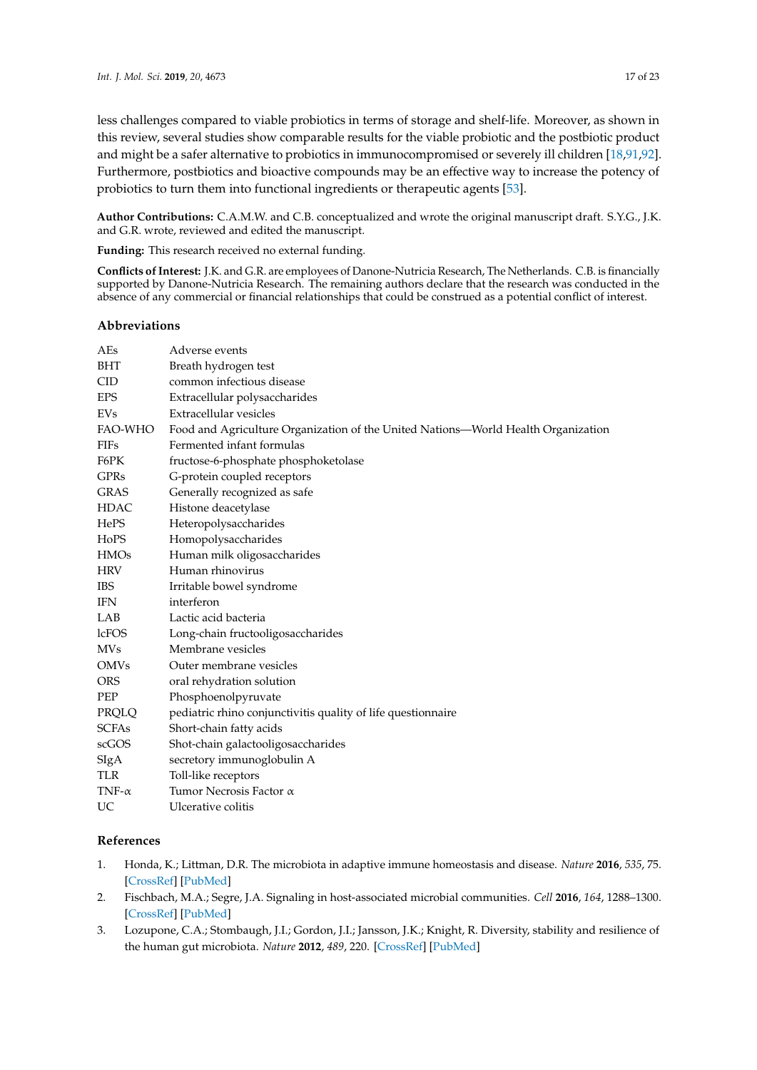less challenges compared to viable probiotics in terms of storage and shelf-life. Moreover, as shown in this review, several studies show comparable results for the viable probiotic and the postbiotic product and might be a safer alternative to probiotics in immunocompromised or severely ill children [18,91,92]. Furthermore, postbiotics and bioactive compounds may be an effective way to increase the potency of probiotics to turn them into functional ingredients or therapeutic agents [53].

**Author Contributions:** C.A.M.W. and C.B. conceptualized and wrote the original manuscript draft. S.Y.G., J.K. and G.R. wrote, reviewed and edited the manuscript.

**Funding:** This research received no external funding.

**Conflicts of Interest:** J.K. and G.R. are employees of Danone-Nutricia Research, The Netherlands. C.B. is financially supported by Danone-Nutricia Research. The remaining authors declare that the research was conducted in the absence of any commercial or financial relationships that could be construed as a potential conflict of interest.

## Abbreviations

| | |
|---|---|
| AEs | Adverse events |
| BHT | Breath hydrogen test |
| CID | common infectious disease |
| EPS | Extracellular polysaccharides |
| EVs | Extracellular vesicles |
| FAO-WHO | Food and Agriculture Organization of the United Nations—World Health Organization |
| FIFs | Fermented infant formulas |
| F6PK | fructose-6-phosphate phosphoketolase |
| GPRs | G-protein coupled receptors |
| GRAS | Generally recognized as safe |
| HDAC | Histone deacetylase |
| HePS | Heteropolysaccharides |
| HoPS | Homopolysaccharides |
| HMOs | Human milk oligosaccharides |
| HRV | Human rhinovirus |
| IBS | Irritable bowel syndrome |
| IFN | interferon |
| LAB | Lactic acid bacteria |
| lcFOS | Long-chain fructooligosaccharides |
| MVs | Membrane vesicles |
| OMVs | Outer membrane vesicles |
| ORS | oral rehydration solution |
| PEP | Phosphoenolpyruvate |
| PRQLQ | pediatric rhino conjunctivitis quality of life questionnaire |
| SCFAs | Short-chain fatty acids |
| scGOS | Shot-chain galactooligosaccharides |
| SIgA | secretory immunoglobulin A |
| TLR | Toll-like receptors |
| TNF-α | Tumor Necrosis Factor α |
| UC | Ulcerative colitis |

## References

1. Honda, K.; Littman, D.R. The microbiota in adaptive immune homeostasis and disease. *Nature* **2016**, *535*, 75. [CrossRef] [PubMed]
2. Fischbach, M.A.; Segre, J.A. Signaling in host-associated microbial communities. *Cell* **2016**, *164*, 1288–1300. [CrossRef] [PubMed]
3. Lozupone, C.A.; Stombaugh, J.I.; Gordon, J.I.; Jansson, J.K.; Knight, R. Diversity, stability and resilience of the human gut microbiota. *Nature* **2012**, *489*, 220. [CrossRef] [PubMed]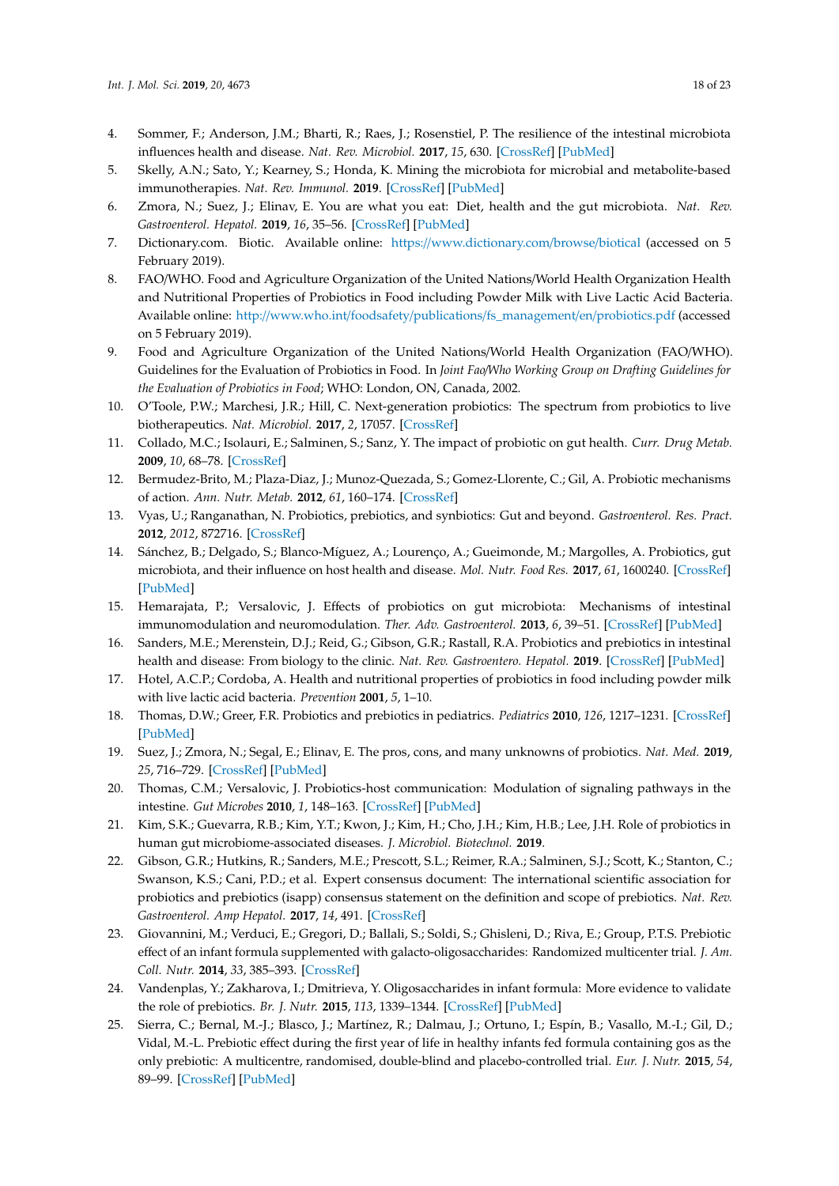4. Sommer, F.; Anderson, J.M.; Bharti, R.; Raes, J.; Rosenstiel, P. The resilience of the intestinal microbiota influences health and disease. *Nat. Rev. Microbiol.* **2017**, *15*, 630. [CrossRef] [PubMed]
5. Skelly, A.N.; Sato, Y.; Kearney, S.; Honda, K. Mining the microbiota for microbial and metabolite-based immunotherapies. *Nat. Rev. Immunol.* **2019**. [CrossRef] [PubMed]
6. Zmora, N.; Suez, J.; Elinav, E. You are what you eat: Diet, health and the gut microbiota. *Nat. Rev. Gastroenterol. Hepatol.* **2019**, *16*, 35–56. [CrossRef] [PubMed]
7. Dictionary.com. Biotic. Available online: https://www.dictionary.com/browse/biotical (accessed on 5 February 2019).
8. FAO/WHO. Food and Agriculture Organization of the United Nations/World Health Organization Health and Nutritional Properties of Probiotics in Food including Powder Milk with Live Lactic Acid Bacteria. Available online: http://www.who.int/foodsafety/publications/fs_management/en/probiotics.pdf (accessed on 5 February 2019).
9. Food and Agriculture Organization of the United Nations/World Health Organization (FAO/WHO). Guidelines for the Evaluation of Probiotics in Food. In *Joint Fao/Who Working Group on Drafting Guidelines for the Evaluation of Probiotics in Food*; WHO: London, ON, Canada, 2002.
10. O'Toole, P.W.; Marchesi, J.R.; Hill, C. Next-generation probiotics: The spectrum from probiotics to live biotherapeutics. *Nat. Microbiol.* **2017**, *2*, 17057. [CrossRef]
11. Collado, M.C.; Isolauri, E.; Salminen, S.; Sanz, Y. The impact of probiotic on gut health. *Curr. Drug Metab.* **2009**, *10*, 68–78. [CrossRef]
12. Bermudez-Brito, M.; Plaza-Diaz, J.; Munoz-Quezada, S.; Gomez-Llorente, C.; Gil, A. Probiotic mechanisms of action. *Ann. Nutr. Metab.* **2012**, *61*, 160–174. [CrossRef]
13. Vyas, U.; Ranganathan, N. Probiotics, prebiotics, and synbiotics: Gut and beyond. *Gastroenterol. Res. Pract.* **2012**, *2012*, 872716. [CrossRef]
14. Sánchez, B.; Delgado, S.; Blanco-Míguez, A.; Lourenço, A.; Gueimonde, M.; Margolles, A. Probiotics, gut microbiota, and their influence on host health and disease. *Mol. Nutr. Food Res.* **2017**, *61*, 1600240. [CrossRef] [PubMed]
15. Hemarajata, P.; Versalovic, J. Effects of probiotics on gut microbiota: Mechanisms of intestinal immunomodulation and neuromodulation. *Ther. Adv. Gastroenterol.* **2013**, *6*, 39–51. [CrossRef] [PubMed]
16. Sanders, M.E.; Merenstein, D.J.; Reid, G.; Gibson, G.R.; Rastall, R.A. Probiotics and prebiotics in intestinal health and disease: From biology to the clinic. *Nat. Rev. Gastroentero. Hepatol.* **2019**. [CrossRef] [PubMed]
17. Hotel, A.C.P.; Cordoba, A. Health and nutritional properties of probiotics in food including powder milk with live lactic acid bacteria. *Prevention* **2001**, *5*, 1–10.
18. Thomas, D.W.; Greer, F.R. Probiotics and prebiotics in pediatrics. *Pediatrics* **2010**, *126*, 1217–1231. [CrossRef] [PubMed]
19. Suez, J.; Zmora, N.; Segal, E.; Elinav, E. The pros, cons, and many unknowns of probiotics. *Nat. Med.* **2019**, *25*, 716–729. [CrossRef] [PubMed]
20. Thomas, C.M.; Versalovic, J. Probiotics-host communication: Modulation of signaling pathways in the intestine. *Gut Microbes* **2010**, *1*, 148–163. [CrossRef] [PubMed]
21. Kim, S.K.; Guevarra, R.B.; Kim, Y.T.; Kwon, J.; Kim, H.; Cho, J.H.; Kim, H.B.; Lee, J.H. Role of probiotics in human gut microbiome-associated diseases. *J. Microbiol. Biotechnol.* **2019**.
22. Gibson, G.R.; Hutkins, R.; Sanders, M.E.; Prescott, S.L.; Reimer, R.A.; Salminen, S.J.; Scott, K.; Stanton, C.; Swanson, K.S.; Cani, P.D.; et al. Expert consensus document: The international scientific association for probiotics and prebiotics (isapp) consensus statement on the definition and scope of prebiotics. *Nat. Rev. Gastroenterol. Amp Hepatol.* **2017**, *14*, 491. [CrossRef]
23. Giovannini, M.; Verduci, E.; Gregori, D.; Ballali, S.; Soldi, S.; Ghisleni, D.; Riva, E.; Group, P.T.S. Prebiotic effect of an infant formula supplemented with galacto-oligosaccharides: Randomized multicenter trial. *J. Am. Coll. Nutr.* **2014**, *33*, 385–393. [CrossRef]
24. Vandenplas, Y.; Zakharova, I.; Dmitrieva, Y. Oligosaccharides in infant formula: More evidence to validate the role of prebiotics. *Br. J. Nutr.* **2015**, *113*, 1339–1344. [CrossRef] [PubMed]
25. Sierra, C.; Bernal, M.-J.; Blasco, J.; Martínez, R.; Dalmau, J.; Ortuno, I.; Espín, B.; Vasallo, M.-I.; Gil, D.; Vidal, M.-L. Prebiotic effect during the first year of life in healthy infants fed formula containing gos as the only prebiotic: A multicentre, randomised, double-blind and placebo-controlled trial. *Eur. J. Nutr.* **2015**, *54*, 89–99. [CrossRef] [PubMed]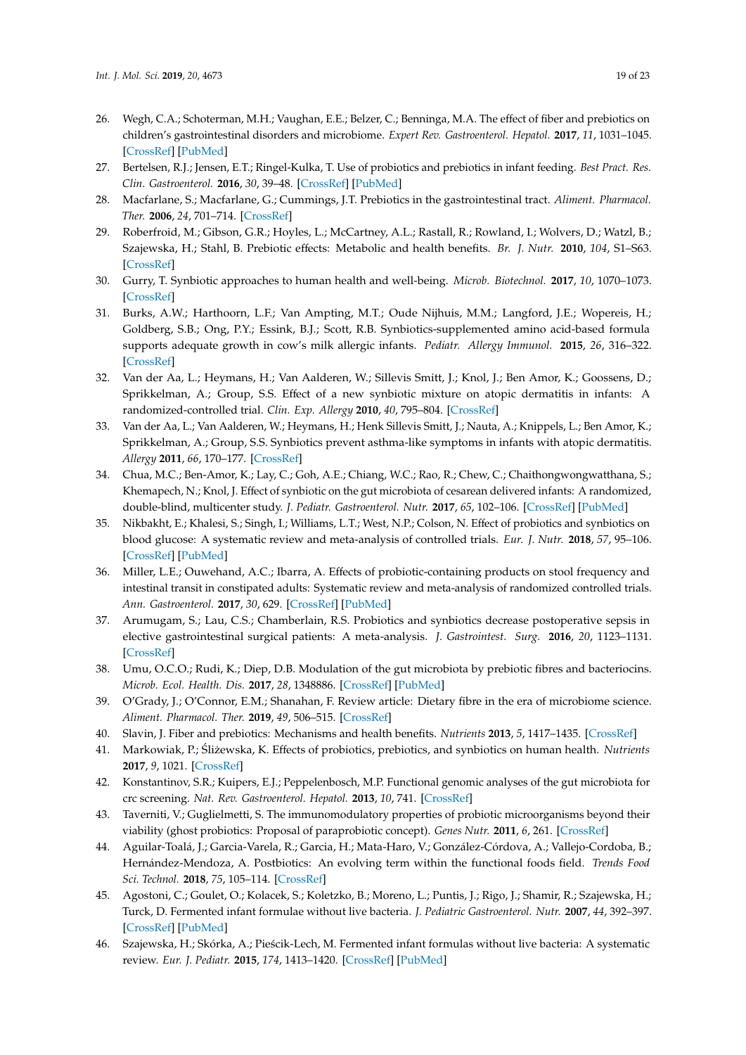26. Wegh, C.A.; Schoterman, M.H.; Vaughan, E.E.; Belzer, C.; Benninga, M.A. The effect of fiber and prebiotics on children's gastrointestinal disorders and microbiome. *Expert Rev. Gastroenterol. Hepatol.* **2017**, *11*, 1031–1045. [CrossRef] [PubMed]
27. Bertelsen, R.J.; Jensen, E.T.; Ringel-Kulka, T. Use of probiotics and prebiotics in infant feeding. *Best Pract. Res. Clin. Gastroenterol.* **2016**, *30*, 39–48. [CrossRef] [PubMed]
28. Macfarlane, S.; Macfarlane, G.; Cummings, J.T. Prebiotics in the gastrointestinal tract. *Aliment. Pharmacol. Ther.* **2006**, *24*, 701–714. [CrossRef]
29. Roberfroid, M.; Gibson, G.R.; Hoyles, L.; McCartney, A.L.; Rastall, R.; Rowland, I.; Wolvers, D.; Watzl, B.; Szajewska, H.; Stahl, B. Prebiotic effects: Metabolic and health benefits. *Br. J. Nutr.* **2010**, *104*, S1–S63. [CrossRef]
30. Gurry, T. Synbiotic approaches to human health and well-being. *Microb. Biotechnol.* **2017**, *10*, 1070–1073. [CrossRef]
31. Burks, A.W.; Harthoorn, L.F.; Van Ampting, M.T.; Oude Nijhuis, M.M.; Langford, J.E.; Wopereis, H.; Goldberg, S.B.; Ong, P.Y.; Essink, B.J.; Scott, R.B. Synbiotics-supplemented amino acid-based formula supports adequate growth in cow's milk allergic infants. *Pediatr. Allergy Immunol.* **2015**, *26*, 316–322. [CrossRef]
32. Van der Aa, L.; Heymans, H.; Van Aalderen, W.; Sillevis Smitt, J.; Knol, J.; Ben Amor, K.; Goossens, D.; Sprikkelman, A.; Group, S.S. Effect of a new synbiotic mixture on atopic dermatitis in infants: A randomized-controlled trial. *Clin. Exp. Allergy* **2010**, *40*, 795–804. [CrossRef]
33. Van der Aa, L.; Van Aalderen, W.; Heymans, H.; Henk Sillevis Smitt, J.; Nauta, A.; Knippels, L.; Ben Amor, K.; Sprikkelman, A.; Group, S.S. Synbiotics prevent asthma-like symptoms in infants with atopic dermatitis. *Allergy* **2011**, *66*, 170–177. [CrossRef]
34. Chua, M.C.; Ben-Amor, K.; Lay, C.; Goh, A.E.; Chiang, W.C.; Rao, R.; Chew, C.; Chaithongwongwatthana, S.; Khemapech, N.; Knol, J. Effect of synbiotic on the gut microbiota of cesarean delivered infants: A randomized, double-blind, multicenter study. *J. Pediatr. Gastroenterol. Nutr.* **2017**, *65*, 102–106. [CrossRef] [PubMed]
35. Nikbakht, E.; Khalesi, S.; Singh, I.; Williams, L.T.; West, N.P.; Colson, N. Effect of probiotics and synbiotics on blood glucose: A systematic review and meta-analysis of controlled trials. *Eur. J. Nutr.* **2018**, *57*, 95–106. [CrossRef] [PubMed]
36. Miller, L.E.; Ouwehand, A.C.; Ibarra, A. Effects of probiotic-containing products on stool frequency and intestinal transit in constipated adults: Systematic review and meta-analysis of randomized controlled trials. *Ann. Gastroenterol.* **2017**, *30*, 629. [CrossRef] [PubMed]
37. Arumugam, S.; Lau, C.S.; Chamberlain, R.S. Probiotics and synbiotics decrease postoperative sepsis in elective gastrointestinal surgical patients: A meta-analysis. *J. Gastrointest. Surg.* **2016**, *20*, 1123–1131. [CrossRef]
38. Umu, O.C.O.; Rudi, K.; Diep, D.B. Modulation of the gut microbiota by prebiotic fibres and bacteriocins. *Microb. Ecol. Health. Dis.* **2017**, *28*, 1348886. [CrossRef] [PubMed]
39. O'Grady, J.; O'Connor, E.M.; Shanahan, F. Review article: Dietary fibre in the era of microbiome science. *Aliment. Pharmacol. Ther.* **2019**, *49*, 506–515. [CrossRef]
40. Slavin, J. Fiber and prebiotics: Mechanisms and health benefits. *Nutrients* **2013**, *5*, 1417–1435. [CrossRef]
41. Markowiak, P.; Śliżewska, K. Effects of probiotics, prebiotics, and synbiotics on human health. *Nutrients* **2017**, *9*, 1021. [CrossRef]
42. Konstantinov, S.R.; Kuipers, E.J.; Peppelenbosch, M.P. Functional genomic analyses of the gut microbiota for crc screening. *Nat. Rev. Gastroenterol. Hepatol.* **2013**, *10*, 741. [CrossRef]
43. Taverniti, V.; Guglielmetti, S. The immunomodulatory properties of probiotic microorganisms beyond their viability (ghost probiotics: Proposal of paraprobiotic concept). *Genes Nutr.* **2011**, *6*, 261. [CrossRef]
44. Aguilar-Toalá, J.; Garcia-Varela, R.; Garcia, H.; Mata-Haro, V.; González-Córdova, A.; Vallejo-Cordoba, B.; Hernández-Mendoza, A. Postbiotics: An evolving term within the functional foods field. *Trends Food Sci. Technol.* **2018**, *75*, 105–114. [CrossRef]
45. Agostoni, C.; Goulet, O.; Kolacek, S.; Koletzko, B.; Moreno, L.; Puntis, J.; Rigo, J.; Shamir, R.; Szajewska, H.; Turck, D. Fermented infant formulae without live bacteria. *J. Pediatric Gastroenterol. Nutr.* **2007**, *44*, 392–397. [CrossRef] [PubMed]
46. Szajewska, H.; Skórka, A.; Pieścik-Lech, M. Fermented infant formulas without live bacteria: A systematic review. *Eur. J. Pediatr.* **2015**, *174*, 1413–1420. [CrossRef] [PubMed]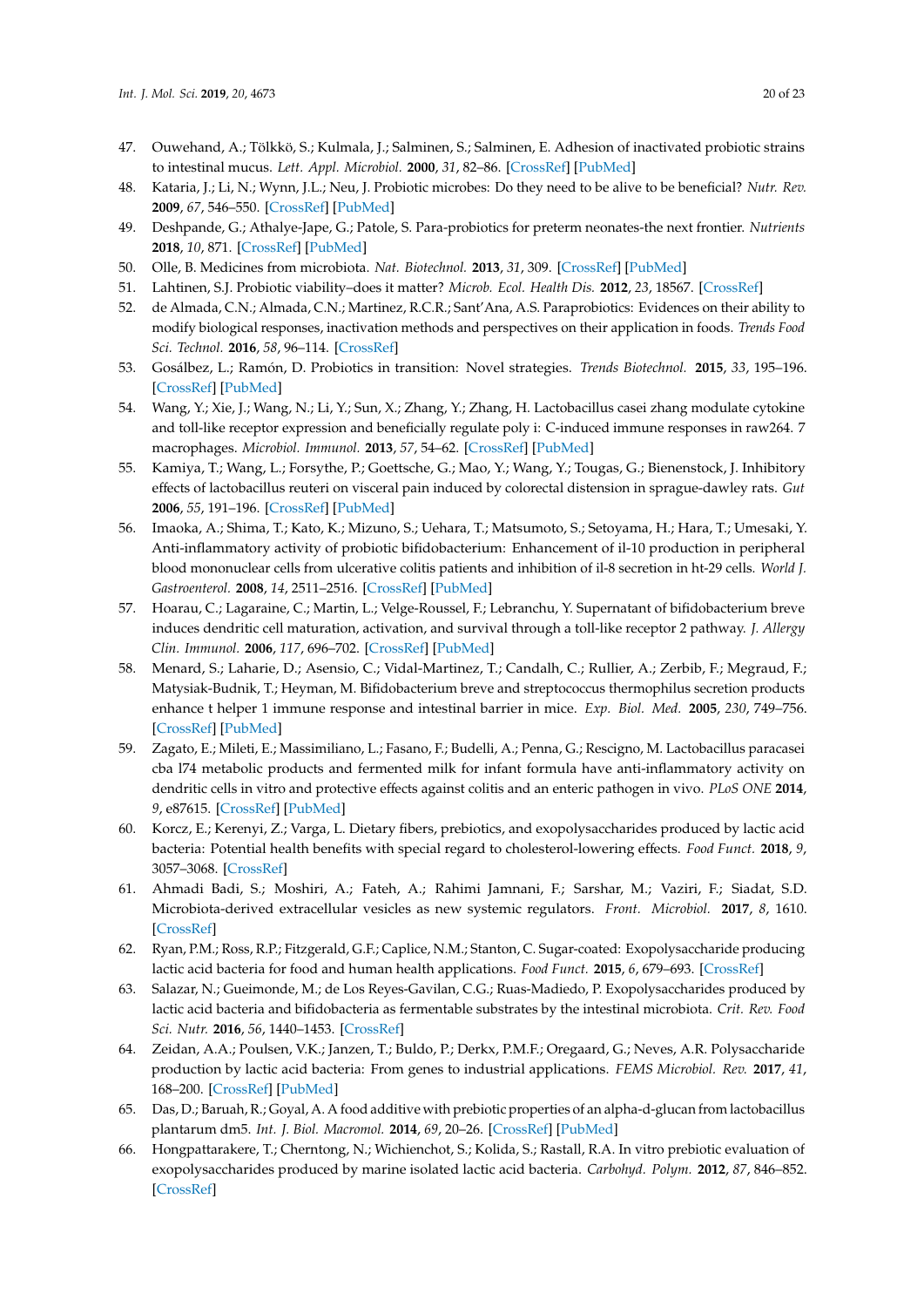47. Ouwehand, A.; Tölkkö, S.; Kulmala, J.; Salminen, S.; Salminen, E. Adhesion of inactivated probiotic strains to intestinal mucus. *Lett. Appl. Microbiol.* **2000**, *31*, 82–86. [CrossRef] [PubMed]
48. Kataria, J.; Li, N.; Wynn, J.L.; Neu, J. Probiotic microbes: Do they need to be alive to be beneficial? *Nutr. Rev.* **2009**, *67*, 546–550. [CrossRef] [PubMed]
49. Deshpande, G.; Athalye-Jape, G.; Patole, S. Para-probiotics for preterm neonates-the next frontier. *Nutrients* **2018**, *10*, 871. [CrossRef] [PubMed]
50. Olle, B. Medicines from microbiota. *Nat. Biotechnol.* **2013**, *31*, 309. [CrossRef] [PubMed]
51. Lahtinen, S.J. Probiotic viability–does it matter? *Microb. Ecol. Health Dis.* **2012**, *23*, 18567. [CrossRef]
52. de Almada, C.N.; Almada, C.N.; Martinez, R.C.R.; Sant'Ana, A.S. Paraprobiotics: Evidences on their ability to modify biological responses, inactivation methods and perspectives on their application in foods. *Trends Food Sci. Technol.* **2016**, *58*, 96–114. [CrossRef]
53. Gosálbez, L.; Ramón, D. Probiotics in transition: Novel strategies. *Trends Biotechnol.* **2015**, *33*, 195–196. [CrossRef] [PubMed]
54. Wang, Y.; Xie, J.; Wang, N.; Li, Y.; Sun, X.; Zhang, Y.; Zhang, H. Lactobacillus casei zhang modulate cytokine and toll-like receptor expression and beneficially regulate poly i: C-induced immune responses in raw264. 7 macrophages. *Microbiol. Immunol.* **2013**, *57*, 54–62. [CrossRef] [PubMed]
55. Kamiya, T.; Wang, L.; Forsythe, P.; Goettsche, G.; Mao, Y.; Wang, Y.; Tougas, G.; Bienenstock, J. Inhibitory effects of lactobacillus reuteri on visceral pain induced by colorectal distension in sprague-dawley rats. *Gut* **2006**, *55*, 191–196. [CrossRef] [PubMed]
56. Imaoka, A.; Shima, T.; Kato, K.; Mizuno, S.; Uehara, T.; Matsumoto, S.; Setoyama, H.; Hara, T.; Umesaki, Y. Anti-inflammatory activity of probiotic bifidobacterium: Enhancement of il-10 production in peripheral blood mononuclear cells from ulcerative colitis patients and inhibition of il-8 secretion in ht-29 cells. *World J. Gastroenterol.* **2008**, *14*, 2511–2516. [CrossRef] [PubMed]
57. Hoarau, C.; Lagaraine, C.; Martin, L.; Velge-Roussel, F.; Lebranchu, Y. Supernatant of bifidobacterium breve induces dendritic cell maturation, activation, and survival through a toll-like receptor 2 pathway. *J. Allergy Clin. Immunol.* **2006**, *117*, 696–702. [CrossRef] [PubMed]
58. Menard, S.; Laharie, D.; Asensio, C.; Vidal-Martinez, T.; Candalh, C.; Rullier, A.; Zerbib, F.; Megraud, F.; Matysiak-Budnik, T.; Heyman, M. Bifidobacterium breve and streptococcus thermophilus secretion products enhance t helper 1 immune response and intestinal barrier in mice. *Exp. Biol. Med.* **2005**, *230*, 749–756. [CrossRef] [PubMed]
59. Zagato, E.; Mileti, E.; Massimiliano, L.; Fasano, F.; Budelli, A.; Penna, G.; Rescigno, M. Lactobacillus paracasei cba l74 metabolic products and fermented milk for infant formula have anti-inflammatory activity on dendritic cells in vitro and protective effects against colitis and an enteric pathogen in vivo. *PLoS ONE* **2014**, *9*, e87615. [CrossRef] [PubMed]
60. Korcz, E.; Kerenyi, Z.; Varga, L. Dietary fibers, prebiotics, and exopolysaccharides produced by lactic acid bacteria: Potential health benefits with special regard to cholesterol-lowering effects. *Food Funct.* **2018**, *9*, 3057–3068. [CrossRef]
61. Ahmadi Badi, S.; Moshiri, A.; Fateh, A.; Rahimi Jamnani, F.; Sarshar, M.; Vaziri, F.; Siadat, S.D. Microbiota-derived extracellular vesicles as new systemic regulators. *Front. Microbiol.* **2017**, *8*, 1610. [CrossRef]
62. Ryan, P.M.; Ross, R.P.; Fitzgerald, G.F.; Caplice, N.M.; Stanton, C. Sugar-coated: Exopolysaccharide producing lactic acid bacteria for food and human health applications. *Food Funct.* **2015**, *6*, 679–693. [CrossRef]
63. Salazar, N.; Gueimonde, M.; de Los Reyes-Gavilan, C.G.; Ruas-Madiedo, P. Exopolysaccharides produced by lactic acid bacteria and bifidobacteria as fermentable substrates by the intestinal microbiota. *Crit. Rev. Food Sci. Nutr.* **2016**, *56*, 1440–1453. [CrossRef]
64. Zeidan, A.A.; Poulsen, V.K.; Janzen, T.; Buldo, P.; Derkx, P.M.F.; Oregaard, G.; Neves, A.R. Polysaccharide production by lactic acid bacteria: From genes to industrial applications. *FEMS Microbiol. Rev.* **2017**, *41*, 168–200. [CrossRef] [PubMed]
65. Das, D.; Baruah, R.; Goyal, A. A food additive with prebiotic properties of an alpha-d-glucan from lactobacillus plantarum dm5. *Int. J. Biol. Macromol.* **2014**, *69*, 20–26. [CrossRef] [PubMed]
66. Hongpattarakere, T.; Cherntong, N.; Wichienchot, S.; Kolida, S.; Rastall, R.A. In vitro prebiotic evaluation of exopolysaccharides produced by marine isolated lactic acid bacteria. *Carbohyd. Polym.* **2012**, *87*, 846–852. [CrossRef]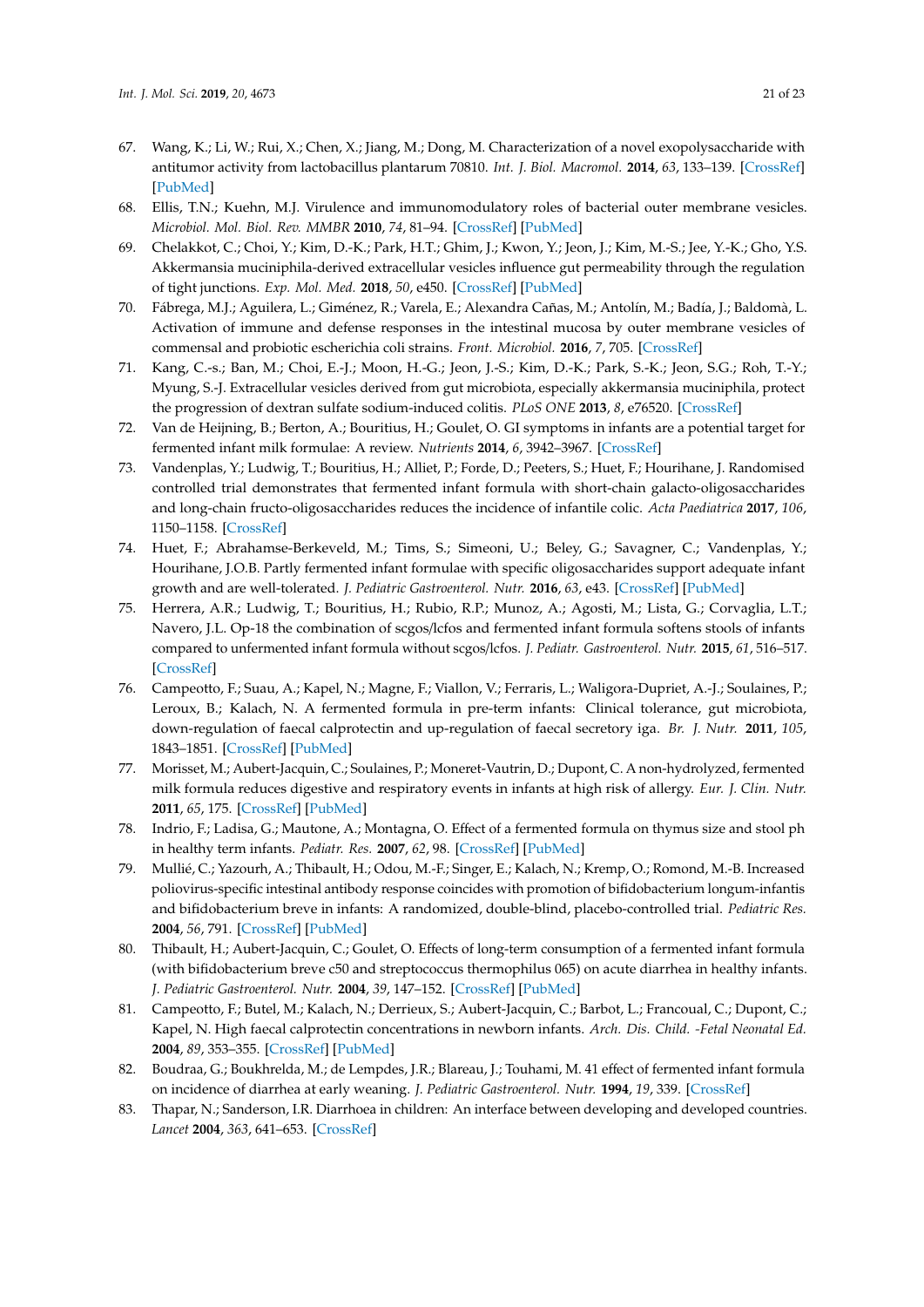67. Wang, K.; Li, W.; Rui, X.; Chen, X.; Jiang, M.; Dong, M. Characterization of a novel exopolysaccharide with antitumor activity from lactobacillus plantarum 70810. *Int. J. Biol. Macromol.* **2014**, *63*, 133–139. [CrossRef] [PubMed]
68. Ellis, T.N.; Kuehn, M.J. Virulence and immunomodulatory roles of bacterial outer membrane vesicles. *Microbiol. Mol. Biol. Rev. MMBR* **2010**, *74*, 81–94. [CrossRef] [PubMed]
69. Chelakkot, C.; Choi, Y.; Kim, D.-K.; Park, H.T.; Ghim, J.; Kwon, Y.; Jeon, J.; Kim, M.-S.; Jee, Y.-K.; Gho, Y.S. Akkermansia muciniphila-derived extracellular vesicles influence gut permeability through the regulation of tight junctions. *Exp. Mol. Med.* **2018**, *50*, e450. [CrossRef] [PubMed]
70. Fábrega, M.J.; Aguilera, L.; Giménez, R.; Varela, E.; Alexandra Cañas, M.; Antolín, M.; Badía, J.; Baldomà, L. Activation of immune and defense responses in the intestinal mucosa by outer membrane vesicles of commensal and probiotic escherichia coli strains. *Front. Microbiol.* **2016**, *7*, 705. [CrossRef]
71. Kang, C.-s.; Ban, M.; Choi, E.-J.; Moon, H.-G.; Jeon, J.-S.; Kim, D.-K.; Park, S.-K.; Jeon, S.G.; Roh, T.-Y.; Myung, S.-J. Extracellular vesicles derived from gut microbiota, especially akkermansia muciniphila, protect the progression of dextran sulfate sodium-induced colitis. *PLoS ONE* **2013**, *8*, e76520. [CrossRef]
72. Van de Heijning, B.; Berton, A.; Bouritius, H.; Goulet, O. GI symptoms in infants are a potential target for fermented infant milk formulae: A review. *Nutrients* **2014**, *6*, 3942–3967. [CrossRef]
73. Vandenplas, Y.; Ludwig, T.; Bouritius, H.; Alliet, P.; Forde, D.; Peeters, S.; Huet, F.; Hourihane, J. Randomised controlled trial demonstrates that fermented infant formula with short-chain galacto-oligosaccharides and long-chain fructo-oligosaccharides reduces the incidence of infantile colic. *Acta Paediatrica* **2017**, *106*, 1150–1158. [CrossRef]
74. Huet, F.; Abrahamse-Berkeveld, M.; Tims, S.; Simeoni, U.; Beley, G.; Savagner, C.; Vandenplas, Y.; Hourihane, J.O.B. Partly fermented infant formulae with specific oligosaccharides support adequate infant growth and are well-tolerated. *J. Pediatric Gastroenterol. Nutr.* **2016**, *63*, e43. [CrossRef] [PubMed]
75. Herrera, A.R.; Ludwig, T.; Bouritius, H.; Rubio, R.P.; Munoz, A.; Agosti, M.; Lista, G.; Corvaglia, L.T.; Navero, J.L. Op-18 the combination of scgos/lcfos and fermented infant formula softens stools of infants compared to unfermented infant formula without scgos/lcfos. *J. Pediatr. Gastroenterol. Nutr.* **2015**, *61*, 516–517. [CrossRef]
76. Campeotto, F.; Suau, A.; Kapel, N.; Magne, F.; Viallon, V.; Ferraris, L.; Waligora-Dupriet, A.-J.; Soulaines, P.; Leroux, B.; Kalach, N. A fermented formula in pre-term infants: Clinical tolerance, gut microbiota, down-regulation of faecal calprotectin and up-regulation of faecal secretory iga. *Br. J. Nutr.* **2011**, *105*, 1843–1851. [CrossRef] [PubMed]
77. Morisset, M.; Aubert-Jacquin, C.; Soulaines, P.; Moneret-Vautrin, D.; Dupont, C. A non-hydrolyzed, fermented milk formula reduces digestive and respiratory events in infants at high risk of allergy. *Eur. J. Clin. Nutr.* **2011**, *65*, 175. [CrossRef] [PubMed]
78. Indrio, F.; Ladisa, G.; Mautone, A.; Montagna, O. Effect of a fermented formula on thymus size and stool ph in healthy term infants. *Pediatr. Res.* **2007**, *62*, 98. [CrossRef] [PubMed]
79. Mullié, C.; Yazourh, A.; Thibault, H.; Odou, M.-F.; Singer, E.; Kalach, N.; Kremp, O.; Romond, M.-B. Increased poliovirus-specific intestinal antibody response coincides with promotion of bifidobacterium longum-infantis and bifidobacterium breve in infants: A randomized, double-blind, placebo-controlled trial. *Pediatric Res.* **2004**, *56*, 791. [CrossRef] [PubMed]
80. Thibault, H.; Aubert-Jacquin, C.; Goulet, O. Effects of long-term consumption of a fermented infant formula (with bifidobacterium breve c50 and streptococcus thermophilus 065) on acute diarrhea in healthy infants. *J. Pediatric Gastroenterol. Nutr.* **2004**, *39*, 147–152. [CrossRef] [PubMed]
81. Campeotto, F.; Butel, M.; Kalach, N.; Derrieux, S.; Aubert-Jacquin, C.; Barbot, L.; Francoual, C.; Dupont, C.; Kapel, N. High faecal calprotectin concentrations in newborn infants. *Arch. Dis. Child. -Fetal Neonatal Ed.* **2004**, *89*, 353–355. [CrossRef] [PubMed]
82. Boudraa, G.; Boukhrelda, M.; de Lempdes, J.R.; Blareau, J.; Touhami, M. 41 effect of fermented infant formula on incidence of diarrhea at early weaning. *J. Pediatric Gastroenterol. Nutr.* **1994**, *19*, 339. [CrossRef]
83. Thapar, N.; Sanderson, I.R. Diarrhoea in children: An interface between developing and developed countries. *Lancet* **2004**, *363*, 641–653. [CrossRef]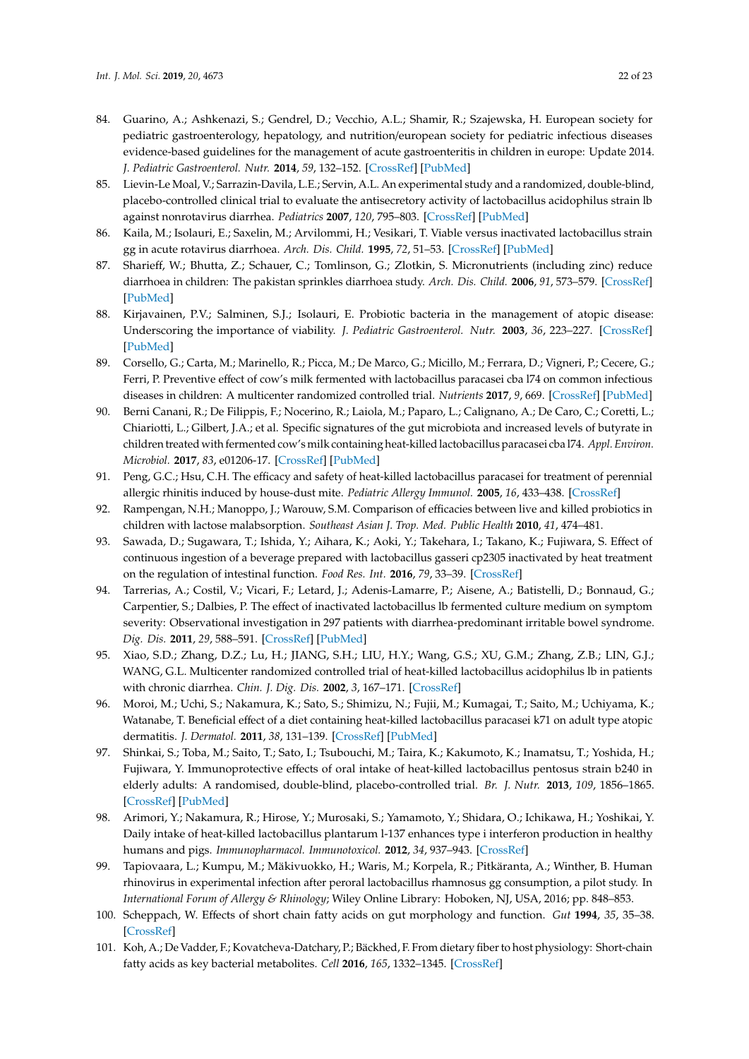84. Guarino, A.; Ashkenazi, S.; Gendrel, D.; Vecchio, A.L.; Shamir, R.; Szajewska, H. European society for pediatric gastroenterology, hepatology, and nutrition/european society for pediatric infectious diseases evidence-based guidelines for the management of acute gastroenteritis in children in europe: Update 2014. *J. Pediatric Gastroenterol. Nutr.* **2014**, *59*, 132–152. [CrossRef] [PubMed]
85. Lievin-Le Moal, V.; Sarrazin-Davila, L.E.; Servin, A.L. An experimental study and a randomized, double-blind, placebo-controlled clinical trial to evaluate the antisecretory activity of lactobacillus acidophilus strain lb against nonrotavirus diarrhea. *Pediatrics* **2007**, *120*, 795–803. [CrossRef] [PubMed]
86. Kaila, M.; Isolauri, E.; Saxelin, M.; Arvilommi, H.; Vesikari, T. Viable versus inactivated lactobacillus strain gg in acute rotavirus diarrhoea. *Arch. Dis. Child.* **1995**, *72*, 51–53. [CrossRef] [PubMed]
87. Sharieff, W.; Bhutta, Z.; Schauer, C.; Tomlinson, G.; Zlotkin, S. Micronutrients (including zinc) reduce diarrhoea in children: The pakistan sprinkles diarrhoea study. *Arch. Dis. Child.* **2006**, *91*, 573–579. [CrossRef] [PubMed]
88. Kirjavainen, P.V.; Salminen, S.J.; Isolauri, E. Probiotic bacteria in the management of atopic disease: Underscoring the importance of viability. *J. Pediatric Gastroenterol. Nutr.* **2003**, *36*, 223–227. [CrossRef] [PubMed]
89. Corsello, G.; Carta, M.; Marinello, R.; Picca, M.; De Marco, G.; Micillo, M.; Ferrara, D.; Vigneri, P.; Cecere, G.; Ferri, P. Preventive effect of cow's milk fermented with lactobacillus paracasei cba l74 on common infectious diseases in children: A multicenter randomized controlled trial. *Nutrients* **2017**, *9*, 669. [CrossRef] [PubMed]
90. Berni Canani, R.; De Filippis, F.; Nocerino, R.; Laiola, M.; Paparo, L.; Calignano, A.; De Caro, C.; Coretti, L.; Chiariotti, L.; Gilbert, J.A.; et al. Specific signatures of the gut microbiota and increased levels of butyrate in children treated with fermented cow's milk containing heat-killed lactobacillus paracasei cba l74. *Appl. Environ. Microbiol.* **2017**, *83*, e01206-17. [CrossRef] [PubMed]
91. Peng, G.C.; Hsu, C.H. The efficacy and safety of heat-killed lactobacillus paracasei for treatment of perennial allergic rhinitis induced by house-dust mite. *Pediatric Allergy Immunol.* **2005**, *16*, 433–438. [CrossRef]
92. Rampengan, N.H.; Manoppo, J.; Warouw, S.M. Comparison of efficacies between live and killed probiotics in children with lactose malabsorption. *Southeast Asian J. Trop. Med. Public Health* **2010**, *41*, 474–481.
93. Sawada, D.; Sugawara, T.; Ishida, Y.; Aihara, K.; Aoki, Y.; Takehara, I.; Takano, K.; Fujiwara, S. Effect of continuous ingestion of a beverage prepared with lactobacillus gasseri cp2305 inactivated by heat treatment on the regulation of intestinal function. *Food Res. Int.* **2016**, *79*, 33–39. [CrossRef]
94. Tarrerias, A.; Costil, V.; Vicari, F.; Letard, J.; Adenis-Lamarre, P.; Aisene, A.; Batistelli, D.; Bonnaud, G.; Carpentier, S.; Dalbies, P. The effect of inactivated lactobacillus lb fermented culture medium on symptom severity: Observational investigation in 297 patients with diarrhea-predominant irritable bowel syndrome. *Dig. Dis.* **2011**, *29*, 588–591. [CrossRef] [PubMed]
95. Xiao, S.D.; Zhang, D.Z.; Lu, H.; JIANG, S.H.; LIU, H.Y.; Wang, G.S.; XU, G.M.; Zhang, Z.B.; LIN, G.J.; WANG, G.L. Multicenter randomized controlled trial of heat-killed lactobacillus acidophilus lb in patients with chronic diarrhea. *Chin. J. Dig. Dis.* **2002**, *3*, 167–171. [CrossRef]
96. Moroi, M.; Uchi, S.; Nakamura, K.; Sato, S.; Shimizu, N.; Fujii, M.; Kumagai, T.; Saito, M.; Uchiyama, K.; Watanabe, T. Beneficial effect of a diet containing heat-killed lactobacillus paracasei k71 on adult type atopic dermatitis. *J. Dermatol.* **2011**, *38*, 131–139. [CrossRef] [PubMed]
97. Shinkai, S.; Toba, M.; Saito, T.; Sato, I.; Tsubouchi, M.; Taira, K.; Kakumoto, K.; Inamatsu, T.; Yoshida, H.; Fujiwara, Y. Immunoprotective effects of oral intake of heat-killed lactobacillus pentosus strain b240 in elderly adults: A randomised, double-blind, placebo-controlled trial. *Br. J. Nutr.* **2013**, *109*, 1856–1865. [CrossRef] [PubMed]
98. Arimori, Y.; Nakamura, R.; Hirose, Y.; Murosaki, S.; Yamamoto, Y.; Shidara, O.; Ichikawa, H.; Yoshikai, Y. Daily intake of heat-killed lactobacillus plantarum l-137 enhances type i interferon production in healthy humans and pigs. *Immunopharmacol. Immunotoxicol.* **2012**, *34*, 937–943. [CrossRef]
99. Tapiovaara, L.; Kumpu, M.; Mäkivuokko, H.; Waris, M.; Korpela, R.; Pitkäranta, A.; Winther, B. Human rhinovirus in experimental infection after peroral lactobacillus rhamnosus gg consumption, a pilot study. In *International Forum of Allergy & Rhinology*; Wiley Online Library: Hoboken, NJ, USA, 2016; pp. 848–853.
100. Scheppach, W. Effects of short chain fatty acids on gut morphology and function. *Gut* **1994**, *35*, 35–38. [CrossRef]
101. Koh, A.; De Vadder, F.; Kovatcheva-Datchary, P.; Bäckhed, F. From dietary fiber to host physiology: Short-chain fatty acids as key bacterial metabolites. *Cell* **2016**, *165*, 1332–1345. [CrossRef]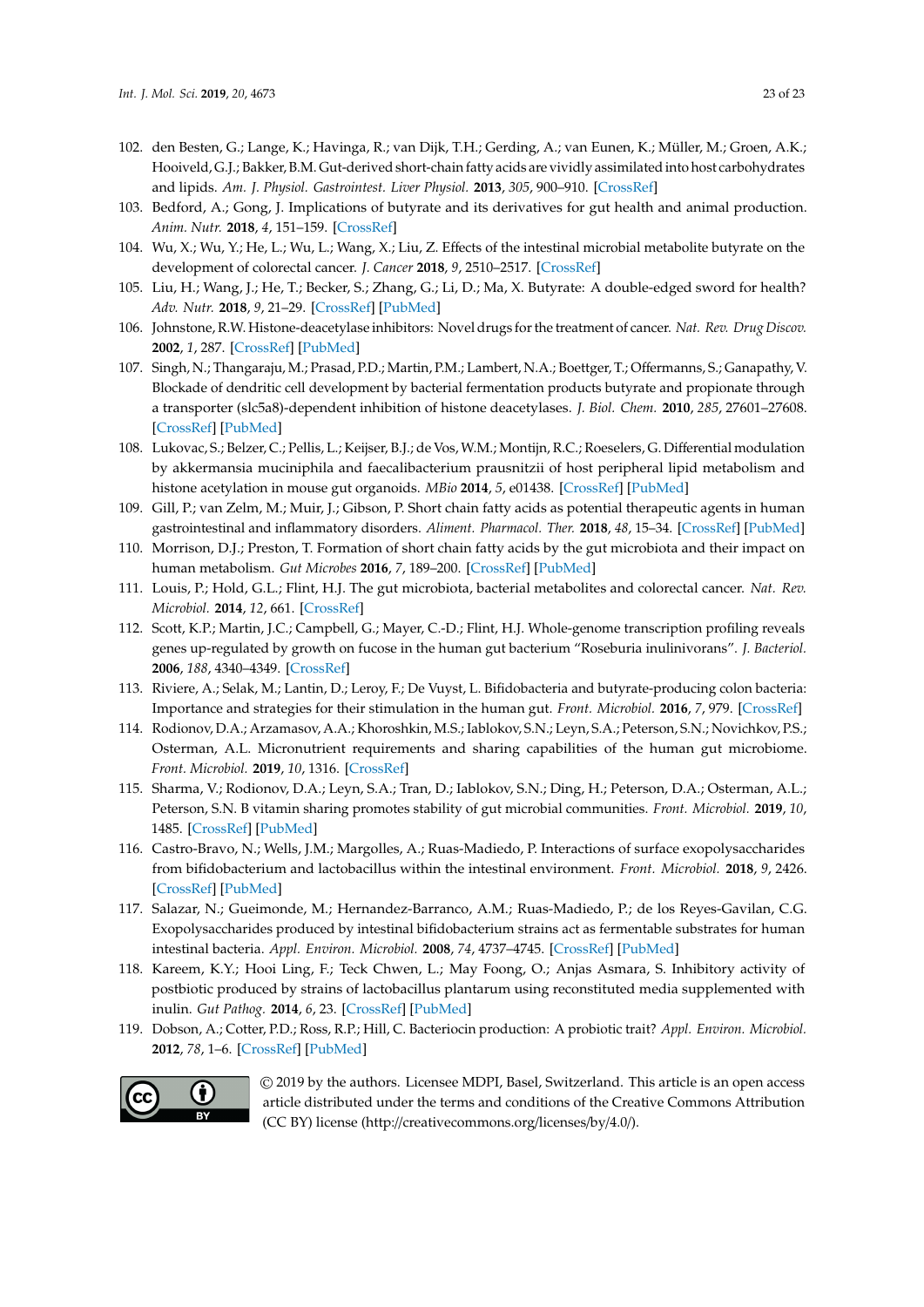102. den Besten, G.; Lange, K.; Havinga, R.; van Dijk, T.H.; Gerding, A.; van Eunen, K.; Müller, M.; Groen, A.K.; Hooiveld, G.J.; Bakker, B.M. Gut-derived short-chain fatty acids are vividly assimilated into host carbohydrates and lipids. *Am. J. Physiol. Gastrointest. Liver Physiol.* **2013**, *305*, 900–910. [CrossRef]
103. Bedford, A.; Gong, J. Implications of butyrate and its derivatives for gut health and animal production. *Anim. Nutr.* **2018**, *4*, 151–159. [CrossRef]
104. Wu, X.; Wu, Y.; He, L.; Wu, L.; Wang, X.; Liu, Z. Effects of the intestinal microbial metabolite butyrate on the development of colorectal cancer. *J. Cancer* **2018**, *9*, 2510–2517. [CrossRef]
105. Liu, H.; Wang, J.; He, T.; Becker, S.; Zhang, G.; Li, D.; Ma, X. Butyrate: A double-edged sword for health? *Adv. Nutr.* **2018**, *9*, 21–29. [CrossRef] [PubMed]
106. Johnstone, R.W. Histone-deacetylase inhibitors: Novel drugs for the treatment of cancer. *Nat. Rev. Drug Discov.* **2002**, *1*, 287. [CrossRef] [PubMed]
107. Singh, N.; Thangaraju, M.; Prasad, P.D.; Martin, P.M.; Lambert, N.A.; Boettger, T.; Offermanns, S.; Ganapathy, V. Blockade of dendritic cell development by bacterial fermentation products butyrate and propionate through a transporter (slc5a8)-dependent inhibition of histone deacetylases. *J. Biol. Chem.* **2010**, *285*, 27601–27608. [CrossRef] [PubMed]
108. Lukovac, S.; Belzer, C.; Pellis, L.; Keijser, B.J.; de Vos, W.M.; Montijn, R.C.; Roeselers, G. Differential modulation by akkermansia muciniphila and faecalibacterium prausnitzii of host peripheral lipid metabolism and histone acetylation in mouse gut organoids. *MBio* **2014**, *5*, e01438. [CrossRef] [PubMed]
109. Gill, P.; van Zelm, M.; Muir, J.; Gibson, P. Short chain fatty acids as potential therapeutic agents in human gastrointestinal and inflammatory disorders. *Aliment. Pharmacol. Ther.* **2018**, *48*, 15–34. [CrossRef] [PubMed]
110. Morrison, D.J.; Preston, T. Formation of short chain fatty acids by the gut microbiota and their impact on human metabolism. *Gut Microbes* **2016**, *7*, 189–200. [CrossRef] [PubMed]
111. Louis, P.; Hold, G.L.; Flint, H.J. The gut microbiota, bacterial metabolites and colorectal cancer. *Nat. Rev. Microbiol.* **2014**, *12*, 661. [CrossRef]
112. Scott, K.P.; Martin, J.C.; Campbell, G.; Mayer, C.-D.; Flint, H.J. Whole-genome transcription profiling reveals genes up-regulated by growth on fucose in the human gut bacterium "Roseburia inulinivorans". *J. Bacteriol.* **2006**, *188*, 4340–4349. [CrossRef]
113. Riviere, A.; Selak, M.; Lantin, D.; Leroy, F.; De Vuyst, L. Bifidobacteria and butyrate-producing colon bacteria: Importance and strategies for their stimulation in the human gut. *Front. Microbiol.* **2016**, *7*, 979. [CrossRef]
114. Rodionov, D.A.; Arzamasov, A.A.; Khoroshkin, M.S.; Iablokov, S.N.; Leyn, S.A.; Peterson, S.N.; Novichkov, P.S.; Osterman, A.L. Micronutrient requirements and sharing capabilities of the human gut microbiome. *Front. Microbiol.* **2019**, *10*, 1316. [CrossRef]
115. Sharma, V.; Rodionov, D.A.; Leyn, S.A.; Tran, D.; Iablokov, S.N.; Ding, H.; Peterson, D.A.; Osterman, A.L.; Peterson, S.N. B vitamin sharing promotes stability of gut microbial communities. *Front. Microbiol.* **2019**, *10*, 1485. [CrossRef] [PubMed]
116. Castro-Bravo, N.; Wells, J.M.; Margolles, A.; Ruas-Madiedo, P. Interactions of surface exopolysaccharides from bifidobacterium and lactobacillus within the intestinal environment. *Front. Microbiol.* **2018**, *9*, 2426. [CrossRef] [PubMed]
117. Salazar, N.; Gueimonde, M.; Hernandez-Barranco, A.M.; Ruas-Madiedo, P.; de los Reyes-Gavilan, C.G. Exopolysaccharides produced by intestinal bifidobacterium strains act as fermentable substrates for human intestinal bacteria. *Appl. Environ. Microbiol.* **2008**, *74*, 4737–4745. [CrossRef] [PubMed]
118. Kareem, K.Y.; Hooi Ling, F.; Teck Chwen, L.; May Foong, O.; Anjas Asmara, S. Inhibitory activity of postbiotic produced by strains of lactobacillus plantarum using reconstituted media supplemented with inulin. *Gut Pathog.* **2014**, *6*, 23. [CrossRef] [PubMed]
119. Dobson, A.; Cotter, P.D.; Ross, R.P.; Hill, C. Bacteriocin production: A probiotic trait? *Appl. Environ. Microbiol.* **2012**, *78*, 1–6. [CrossRef] [PubMed]

© 2019 by the authors. Licensee MDPI, Basel, Switzerland. This article is an open access article distributed under the terms and conditions of the Creative Commons Attribution (CC BY) license (http://creativecommons.org/licenses/by/4.0/).